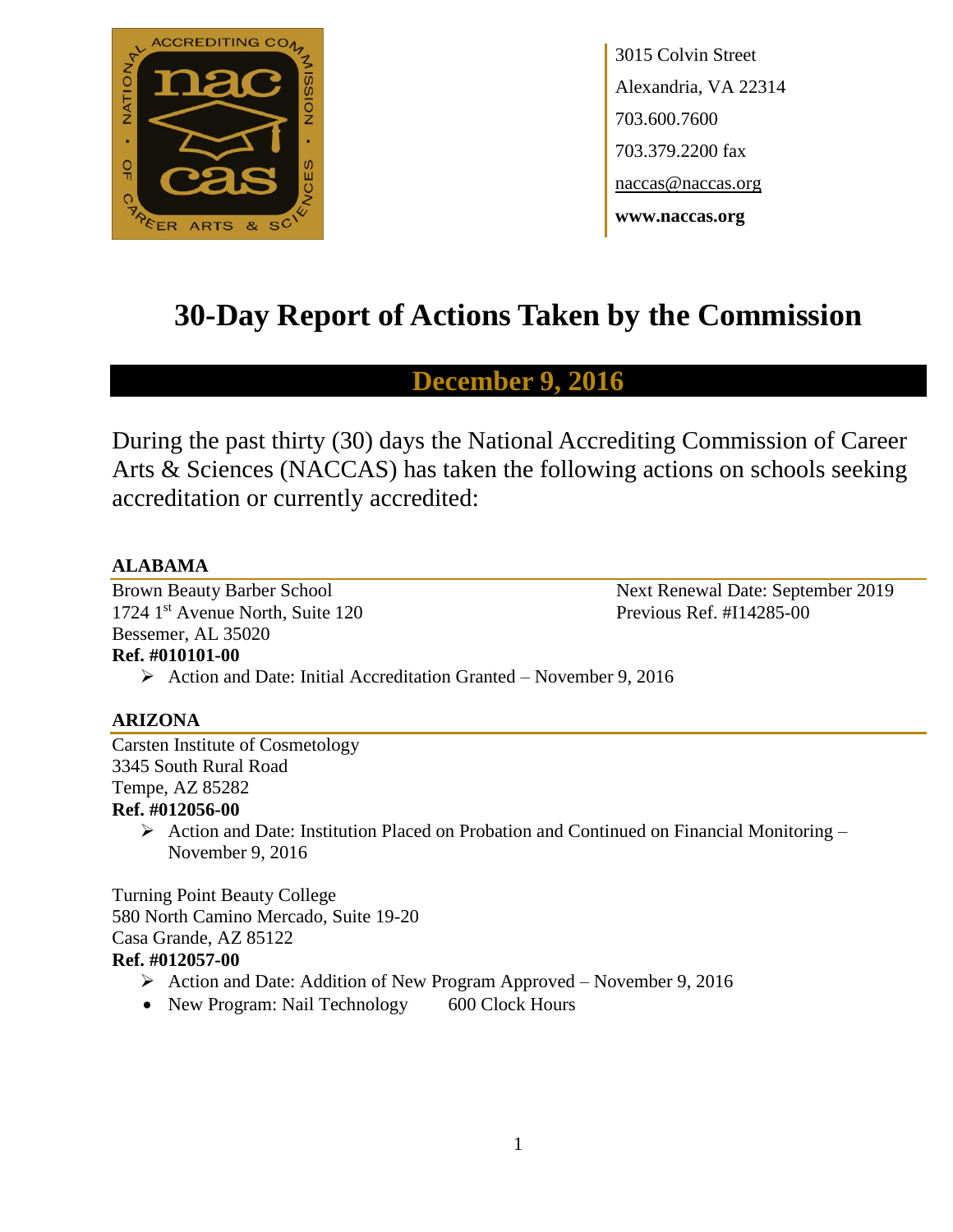3015 Colvin Street
Alexandria, VA 22314
703.600.7600
703.379.2200 fax
naccas@naccas.org
**www.naccas.org**

# 30-Day Report of Actions Taken by the Commission

## December 9, 2016

During the past thirty (30) days the National Accrediting Commission of Career Arts & Sciences (NACCAS) has taken the following actions on schools seeking accreditation or currently accredited:

### ALABAMA

Brown Beauty Barber School
1724 1st Avenue North, Suite 120
Bessemer, AL 35020
**Ref. #010101-00**

Next Renewal Date: September 2019
Previous Ref. #I14285-00

- Action and Date: Initial Accreditation Granted – November 9, 2016

### ARIZONA

Carsten Institute of Cosmetology
3345 South Rural Road
Tempe, AZ 85282
**Ref. #012056-00**

- Action and Date: Institution Placed on Probation and Continued on Financial Monitoring – November 9, 2016

Turning Point Beauty College
580 North Camino Mercado, Suite 19-20
Casa Grande, AZ 85122
**Ref. #012057-00**

- Action and Date: Addition of New Program Approved – November 9, 2016
- New Program: Nail Technology 600 Clock Hours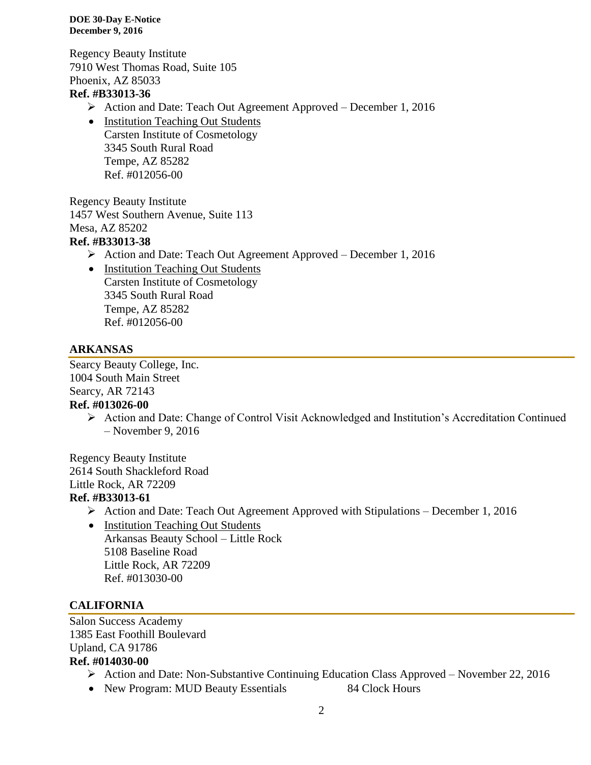Regency Beauty Institute
7910 West Thomas Road, Suite 105
Phoenix, AZ 85033
**Ref. #B33013-36**

- ➢ Action and Date: Teach Out Agreement Approved – December 1, 2016
- <u>Institution Teaching Out Students</u>
  Carsten Institute of Cosmetology
  3345 South Rural Road
  Tempe, AZ 85282
  Ref. #012056-00

Regency Beauty Institute
1457 West Southern Avenue, Suite 113
Mesa, AZ 85202
**Ref. #B33013-38**

- ➢ Action and Date: Teach Out Agreement Approved – December 1, 2016
- <u>Institution Teaching Out Students</u>
  Carsten Institute of Cosmetology
  3345 South Rural Road
  Tempe, AZ 85282
  Ref. #012056-00

## ARKANSAS

Searcy Beauty College, Inc.
1004 South Main Street
Searcy, AR 72143
**Ref. #013026-00**

- ➢ Action and Date: Change of Control Visit Acknowledged and Institution's Accreditation Continued – November 9, 2016

Regency Beauty Institute
2614 South Shackleford Road
Little Rock, AR 72209
**Ref. #B33013-61**

- ➢ Action and Date: Teach Out Agreement Approved with Stipulations – December 1, 2016
- <u>Institution Teaching Out Students</u>
  Arkansas Beauty School – Little Rock
  5108 Baseline Road
  Little Rock, AR 72209
  Ref. #013030-00

## CALIFORNIA

Salon Success Academy
1385 East Foothill Boulevard
Upland, CA 91786
**Ref. #014030-00**

- ➢ Action and Date: Non-Substantive Continuing Education Class Approved – November 22, 2016
- New Program: MUD Beauty Essentials 84 Clock Hours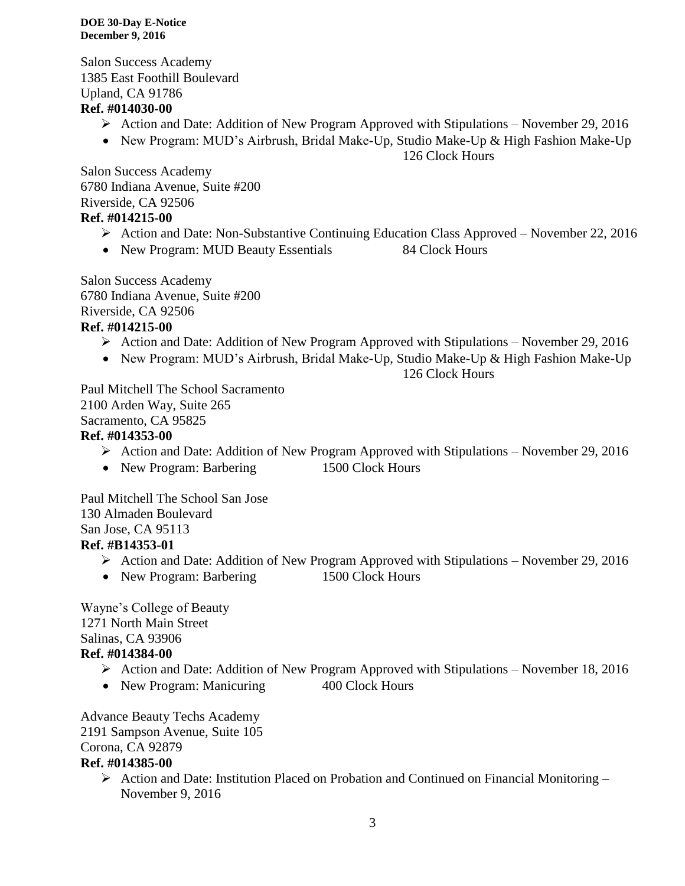Salon Success Academy
1385 East Foothill Boulevard
Upland, CA 91786
**Ref. #014030-00**

- Action and Date: Addition of New Program Approved with Stipulations – November 29, 2016
- New Program: MUD's Airbrush, Bridal Make-Up, Studio Make-Up & High Fashion Make-Up 126 Clock Hours

Salon Success Academy
6780 Indiana Avenue, Suite #200
Riverside, CA 92506
**Ref. #014215-00**

- Action and Date: Non-Substantive Continuing Education Class Approved – November 22, 2016
- New Program: MUD Beauty Essentials 84 Clock Hours

Salon Success Academy
6780 Indiana Avenue, Suite #200
Riverside, CA 92506
**Ref. #014215-00**

- Action and Date: Addition of New Program Approved with Stipulations – November 29, 2016
- New Program: MUD's Airbrush, Bridal Make-Up, Studio Make-Up & High Fashion Make-Up 126 Clock Hours

Paul Mitchell The School Sacramento
2100 Arden Way, Suite 265
Sacramento, CA 95825
**Ref. #014353-00**

- Action and Date: Addition of New Program Approved with Stipulations – November 29, 2016
- New Program: Barbering 1500 Clock Hours

Paul Mitchell The School San Jose
130 Almaden Boulevard
San Jose, CA 95113
**Ref. #B14353-01**

- Action and Date: Addition of New Program Approved with Stipulations – November 29, 2016
- New Program: Barbering 1500 Clock Hours

Wayne's College of Beauty
1271 North Main Street
Salinas, CA 93906
**Ref. #014384-00**

- Action and Date: Addition of New Program Approved with Stipulations – November 18, 2016
- New Program: Manicuring 400 Clock Hours

Advance Beauty Techs Academy
2191 Sampson Avenue, Suite 105
Corona, CA 92879
**Ref. #014385-00**

- Action and Date: Institution Placed on Probation and Continued on Financial Monitoring – November 9, 2016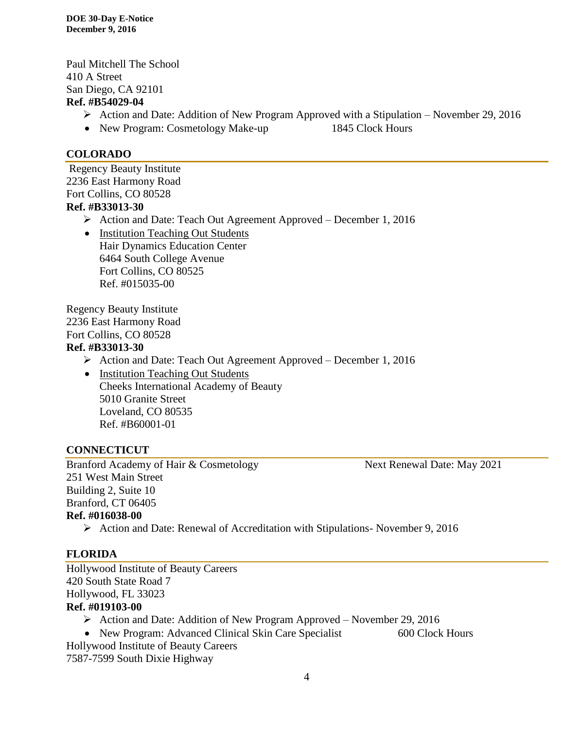Paul Mitchell The School
410 A Street
San Diego, CA 92101
**Ref. #B54029-04**

- Action and Date: Addition of New Program Approved with a Stipulation – November 29, 2016
- New Program: Cosmetology Make-up 1845 Clock Hours

## COLORADO

Regency Beauty Institute
2236 East Harmony Road
Fort Collins, CO 80528
**Ref. #B33013-30**

- Action and Date: Teach Out Agreement Approved – December 1, 2016
- Institution Teaching Out Students
  Hair Dynamics Education Center
  6464 South College Avenue
  Fort Collins, CO 80525
  Ref. #015035-00

Regency Beauty Institute
2236 East Harmony Road
Fort Collins, CO 80528
**Ref. #B33013-30**

- Action and Date: Teach Out Agreement Approved – December 1, 2016
- Institution Teaching Out Students
  Cheeks International Academy of Beauty
  5010 Granite Street
  Loveland, CO 80535
  Ref. #B60001-01

## CONNECTICUT

Branford Academy of Hair & Cosmetology Next Renewal Date: May 2021
251 West Main Street
Building 2, Suite 10
Branford, CT 06405
**Ref. #016038-00**

- Action and Date: Renewal of Accreditation with Stipulations- November 9, 2016

## FLORIDA

Hollywood Institute of Beauty Careers
420 South State Road 7
Hollywood, FL 33023
**Ref. #019103-00**

- Action and Date: Addition of New Program Approved – November 29, 2016
- New Program: Advanced Clinical Skin Care Specialist 600 Clock Hours

Hollywood Institute of Beauty Careers
7587-7599 South Dixie Highway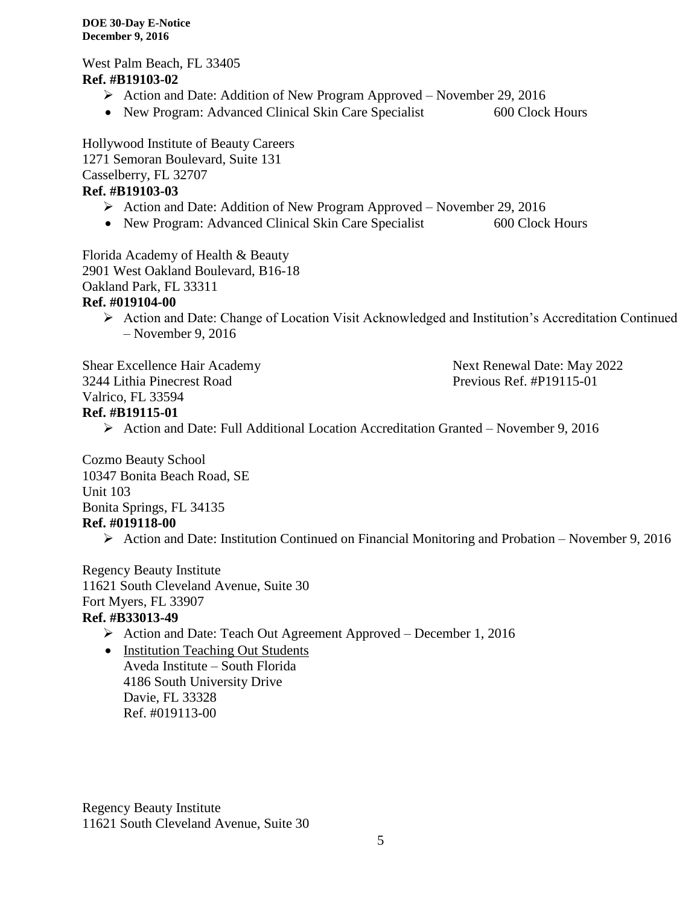West Palm Beach, FL 33405
**Ref. #B19103-02**

- ➢ Action and Date: Addition of New Program Approved – November 29, 2016
- New Program: Advanced Clinical Skin Care Specialist 600 Clock Hours

Hollywood Institute of Beauty Careers
1271 Semoran Boulevard, Suite 131
Casselberry, FL 32707
**Ref. #B19103-03**

- ➢ Action and Date: Addition of New Program Approved – November 29, 2016
- New Program: Advanced Clinical Skin Care Specialist 600 Clock Hours

Florida Academy of Health & Beauty
2901 West Oakland Boulevard, B16-18
Oakland Park, FL 33311
**Ref. #019104-00**

- ➢ Action and Date: Change of Location Visit Acknowledged and Institution's Accreditation Continued – November 9, 2016

Shear Excellence Hair Academy
3244 Lithia Pinecrest Road
Valrico, FL 33594
**Ref. #B19115-01**

Next Renewal Date: May 2022
Previous Ref. #P19115-01

- ➢ Action and Date: Full Additional Location Accreditation Granted – November 9, 2016

Cozmo Beauty School
10347 Bonita Beach Road, SE
Unit 103
Bonita Springs, FL 34135
**Ref. #019118-00**

- ➢ Action and Date: Institution Continued on Financial Monitoring and Probation – November 9, 2016

Regency Beauty Institute
11621 South Cleveland Avenue, Suite 30
Fort Myers, FL 33907
**Ref. #B33013-49**

- ➢ Action and Date: Teach Out Agreement Approved – December 1, 2016
- Institution Teaching Out Students
  Aveda Institute – South Florida
  4186 South University Drive
  Davie, FL 33328
  Ref. #019113-00

Regency Beauty Institute
11621 South Cleveland Avenue, Suite 30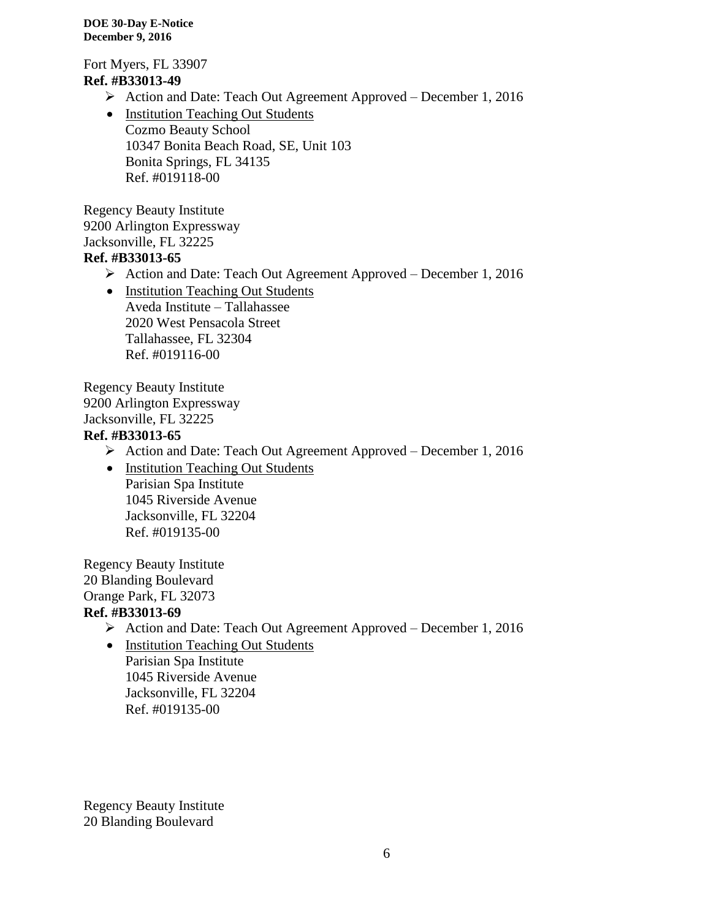Fort Myers, FL 33907
**Ref. #B33013-49**

- ➢ Action and Date: Teach Out Agreement Approved – December 1, 2016
- Institution Teaching Out Students
  Cozmo Beauty School
  10347 Bonita Beach Road, SE, Unit 103
  Bonita Springs, FL 34135
  Ref. #019118-00

Regency Beauty Institute
9200 Arlington Expressway
Jacksonville, FL 32225
**Ref. #B33013-65**

- ➢ Action and Date: Teach Out Agreement Approved – December 1, 2016
- Institution Teaching Out Students
  Aveda Institute – Tallahassee
  2020 West Pensacola Street
  Tallahassee, FL 32304
  Ref. #019116-00

Regency Beauty Institute
9200 Arlington Expressway
Jacksonville, FL 32225
**Ref. #B33013-65**

- ➢ Action and Date: Teach Out Agreement Approved – December 1, 2016
- Institution Teaching Out Students
  Parisian Spa Institute
  1045 Riverside Avenue
  Jacksonville, FL 32204
  Ref. #019135-00

Regency Beauty Institute
20 Blanding Boulevard
Orange Park, FL 32073
**Ref. #B33013-69**

- ➢ Action and Date: Teach Out Agreement Approved – December 1, 2016
- Institution Teaching Out Students
  Parisian Spa Institute
  1045 Riverside Avenue
  Jacksonville, FL 32204
  Ref. #019135-00

Regency Beauty Institute
20 Blanding Boulevard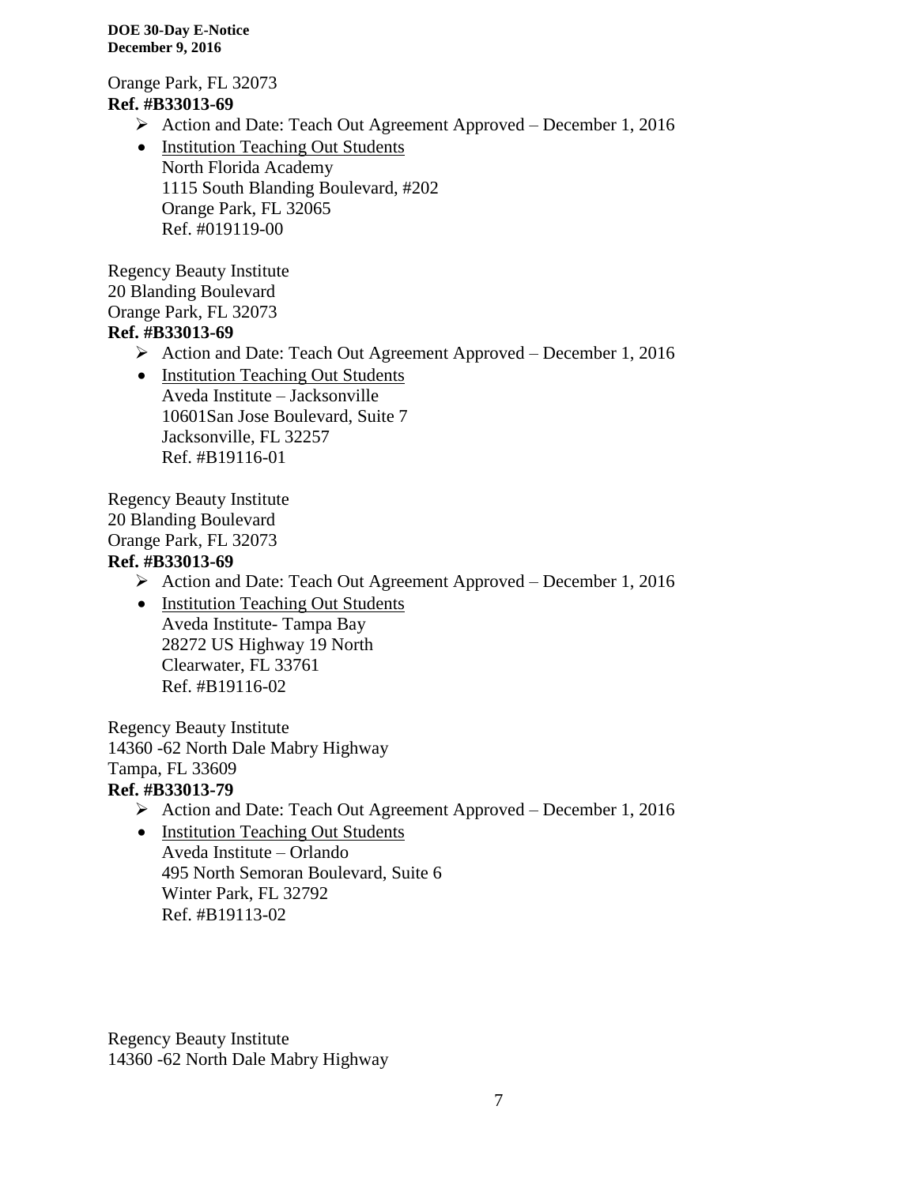Orange Park, FL 32073
**Ref. #B33013-69**

- ➢ Action and Date: Teach Out Agreement Approved – December 1, 2016
- Institution Teaching Out Students
  North Florida Academy
  1115 South Blanding Boulevard, #202
  Orange Park, FL 32065
  Ref. #019119-00

Regency Beauty Institute
20 Blanding Boulevard
Orange Park, FL 32073
**Ref. #B33013-69**

- ➢ Action and Date: Teach Out Agreement Approved – December 1, 2016
- Institution Teaching Out Students
  Aveda Institute – Jacksonville
  10601San Jose Boulevard, Suite 7
  Jacksonville, FL 32257
  Ref. #B19116-01

Regency Beauty Institute
20 Blanding Boulevard
Orange Park, FL 32073
**Ref. #B33013-69**

- ➢ Action and Date: Teach Out Agreement Approved – December 1, 2016
- Institution Teaching Out Students
  Aveda Institute- Tampa Bay
  28272 US Highway 19 North
  Clearwater, FL 33761
  Ref. #B19116-02

Regency Beauty Institute
14360 -62 North Dale Mabry Highway
Tampa, FL 33609
**Ref. #B33013-79**

- ➢ Action and Date: Teach Out Agreement Approved – December 1, 2016
- Institution Teaching Out Students
  Aveda Institute – Orlando
  495 North Semoran Boulevard, Suite 6
  Winter Park, FL 32792
  Ref. #B19113-02

Regency Beauty Institute
14360 -62 North Dale Mabry Highway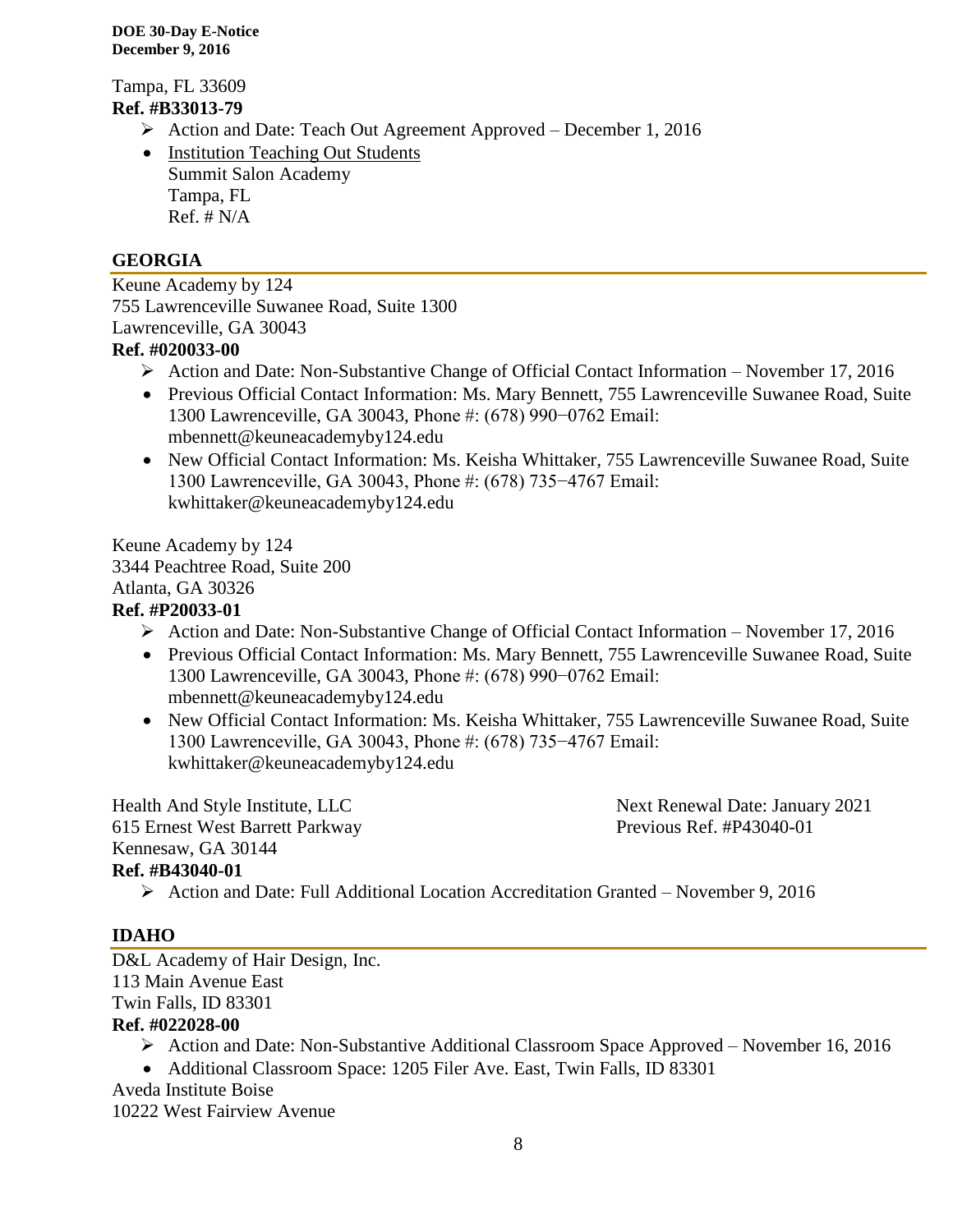Tampa, FL 33609

**Ref. #B33013-79**

- ➢ Action and Date: Teach Out Agreement Approved – December 1, 2016
- Institution Teaching Out Students
  Summit Salon Academy
  Tampa, FL
  Ref. # N/A

## GEORGIA

Keune Academy by 124
755 Lawrenceville Suwanee Road, Suite 1300
Lawrenceville, GA 30043

**Ref. #020033-00**

- ➢ Action and Date: Non-Substantive Change of Official Contact Information – November 17, 2016
- Previous Official Contact Information: Ms. Mary Bennett, 755 Lawrenceville Suwanee Road, Suite 1300 Lawrenceville, GA 30043, Phone #: (678) 990−0762 Email: mbennett@keuneacademyby124.edu
- New Official Contact Information: Ms. Keisha Whittaker, 755 Lawrenceville Suwanee Road, Suite 1300 Lawrenceville, GA 30043, Phone #: (678) 735−4767 Email: kwhittaker@keuneacademyby124.edu

Keune Academy by 124
3344 Peachtree Road, Suite 200
Atlanta, GA 30326

**Ref. #P20033-01**

- ➢ Action and Date: Non-Substantive Change of Official Contact Information – November 17, 2016
- Previous Official Contact Information: Ms. Mary Bennett, 755 Lawrenceville Suwanee Road, Suite 1300 Lawrenceville, GA 30043, Phone #: (678) 990−0762 Email: mbennett@keuneacademyby124.edu
- New Official Contact Information: Ms. Keisha Whittaker, 755 Lawrenceville Suwanee Road, Suite 1300 Lawrenceville, GA 30043, Phone #: (678) 735−4767 Email: kwhittaker@keuneacademyby124.edu

Health And Style Institute, LLC
615 Ernest West Barrett Parkway
Kennesaw, GA 30144

Next Renewal Date: January 2021
Previous Ref. #P43040-01

**Ref. #B43040-01**

- ➢ Action and Date: Full Additional Location Accreditation Granted – November 9, 2016

## IDAHO

D&L Academy of Hair Design, Inc.
113 Main Avenue East
Twin Falls, ID 83301

**Ref. #022028-00**

- ➢ Action and Date: Non-Substantive Additional Classroom Space Approved – November 16, 2016
- Additional Classroom Space: 1205 Filer Ave. East, Twin Falls, ID 83301

Aveda Institute Boise
10222 West Fairview Avenue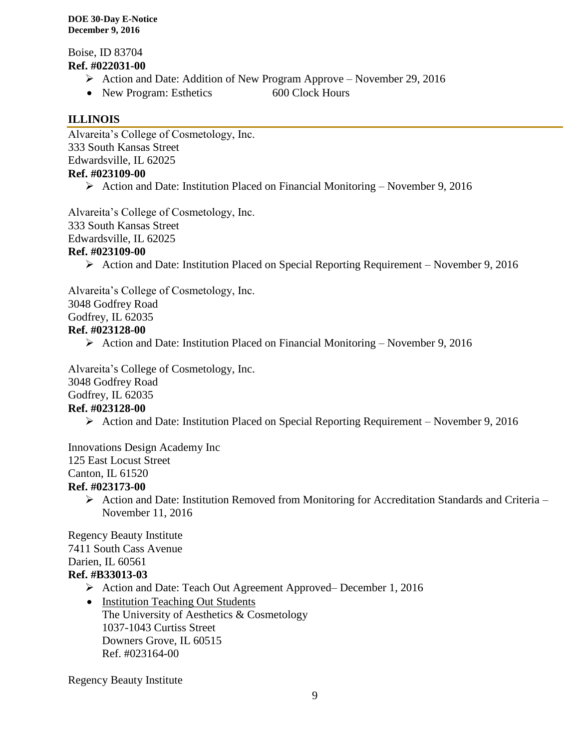Boise, ID 83704
**Ref. #022031-00**

- Action and Date: Addition of New Program Approve – November 29, 2016
- New Program: Esthetics 600 Clock Hours

## ILLINOIS

Alvareita's College of Cosmetology, Inc.
333 South Kansas Street
Edwardsville, IL 62025
**Ref. #023109-00**

- Action and Date: Institution Placed on Financial Monitoring – November 9, 2016

Alvareita's College of Cosmetology, Inc.
333 South Kansas Street
Edwardsville, IL 62025
**Ref. #023109-00**

- Action and Date: Institution Placed on Special Reporting Requirement – November 9, 2016

Alvareita's College of Cosmetology, Inc.
3048 Godfrey Road
Godfrey, IL 62035
**Ref. #023128-00**

- Action and Date: Institution Placed on Financial Monitoring – November 9, 2016

Alvareita's College of Cosmetology, Inc.
3048 Godfrey Road
Godfrey, IL 62035
**Ref. #023128-00**

- Action and Date: Institution Placed on Special Reporting Requirement – November 9, 2016

Innovations Design Academy Inc
125 East Locust Street
Canton, IL 61520
**Ref. #023173-00**

- Action and Date: Institution Removed from Monitoring for Accreditation Standards and Criteria – November 11, 2016

Regency Beauty Institute
7411 South Cass Avenue
Darien, IL 60561
**Ref. #B33013-03**

- Action and Date: Teach Out Agreement Approved– December 1, 2016
- Institution Teaching Out Students
  The University of Aesthetics & Cosmetology
  1037-1043 Curtiss Street
  Downers Grove, IL 60515
  Ref. #023164-00

Regency Beauty Institute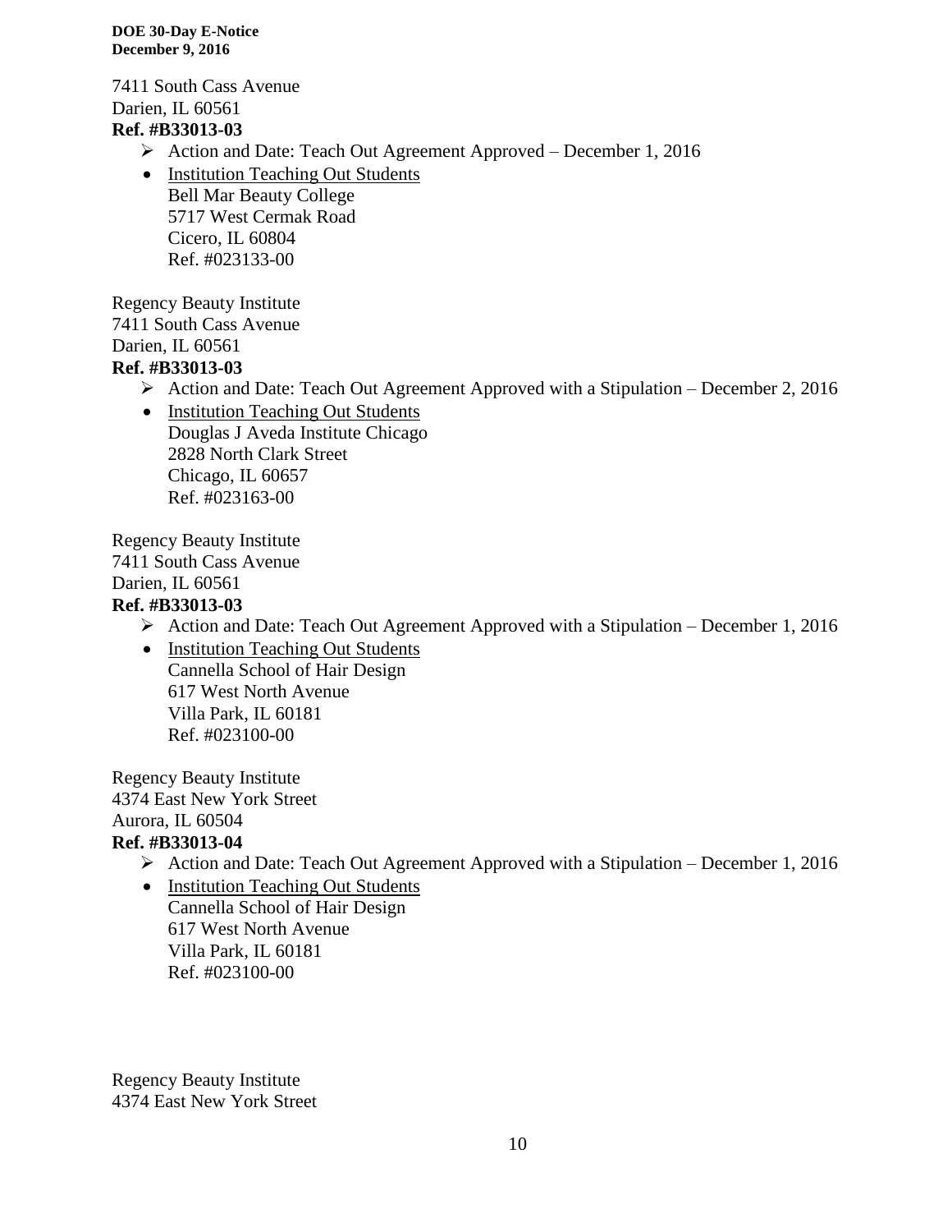7411 South Cass Avenue
Darien, IL 60561
**Ref. #B33013-03**

- Action and Date: Teach Out Agreement Approved – December 1, 2016
  - Institution Teaching Out Students
    Bell Mar Beauty College
    5717 West Cermak Road
    Cicero, IL 60804
    Ref. #023133-00

Regency Beauty Institute
7411 South Cass Avenue
Darien, IL 60561
**Ref. #B33013-03**

- Action and Date: Teach Out Agreement Approved with a Stipulation – December 2, 2016
  - Institution Teaching Out Students
    Douglas J Aveda Institute Chicago
    2828 North Clark Street
    Chicago, IL 60657
    Ref. #023163-00

Regency Beauty Institute
7411 South Cass Avenue
Darien, IL 60561
**Ref. #B33013-03**

- Action and Date: Teach Out Agreement Approved with a Stipulation – December 1, 2016
  - Institution Teaching Out Students
    Cannella School of Hair Design
    617 West North Avenue
    Villa Park, IL 60181
    Ref. #023100-00

Regency Beauty Institute
4374 East New York Street
Aurora, IL 60504
**Ref. #B33013-04**

- Action and Date: Teach Out Agreement Approved with a Stipulation – December 1, 2016
  - Institution Teaching Out Students
    Cannella School of Hair Design
    617 West North Avenue
    Villa Park, IL 60181
    Ref. #023100-00

Regency Beauty Institute
4374 East New York Street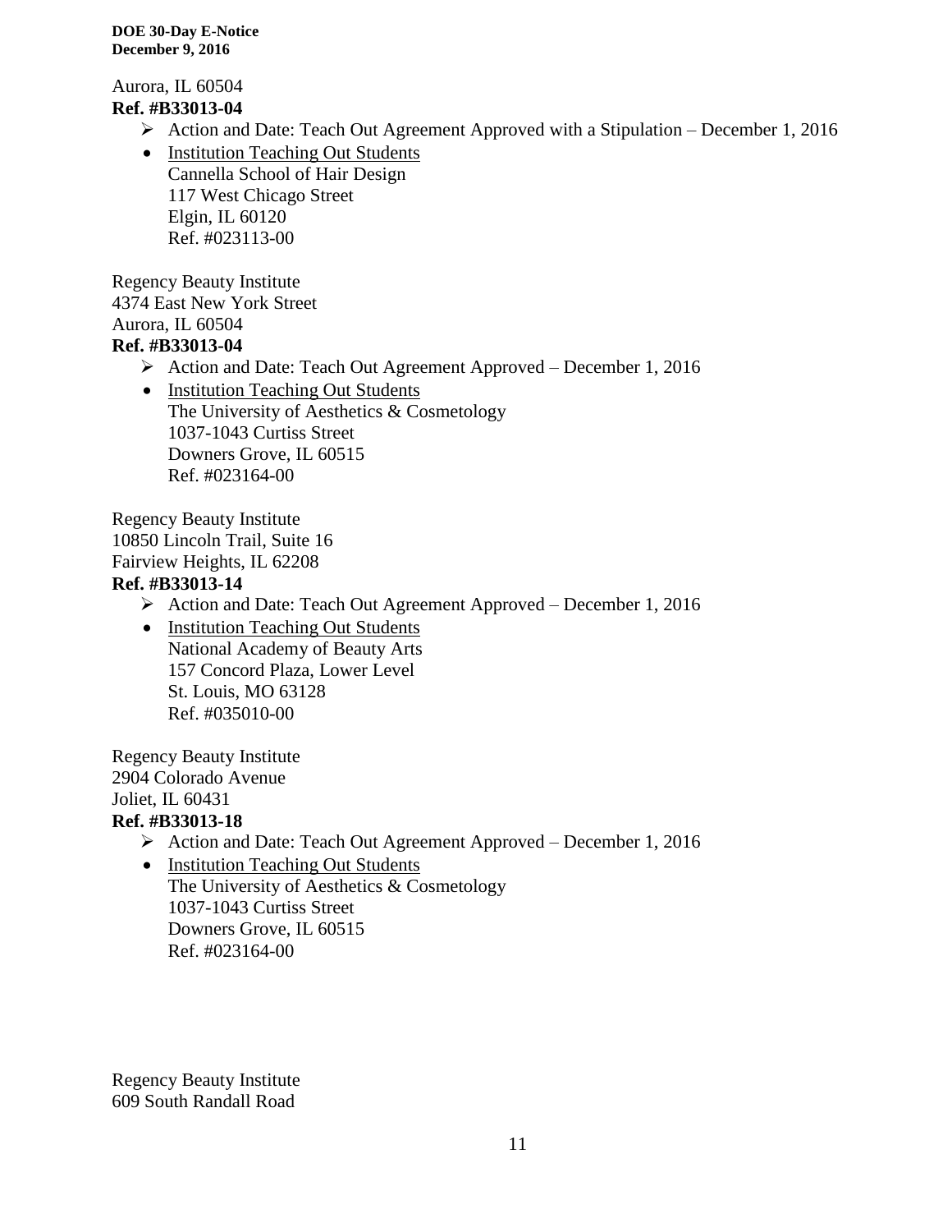Aurora, IL 60504
**Ref. #B33013-04**

- ➢ Action and Date: Teach Out Agreement Approved with a Stipulation – December 1, 2016
- Institution Teaching Out Students
  Cannella School of Hair Design
  117 West Chicago Street
  Elgin, IL 60120
  Ref. #023113-00

Regency Beauty Institute
4374 East New York Street
Aurora, IL 60504
**Ref. #B33013-04**

- ➢ Action and Date: Teach Out Agreement Approved – December 1, 2016
- Institution Teaching Out Students
  The University of Aesthetics & Cosmetology
  1037-1043 Curtiss Street
  Downers Grove, IL 60515
  Ref. #023164-00

Regency Beauty Institute
10850 Lincoln Trail, Suite 16
Fairview Heights, IL 62208
**Ref. #B33013-14**

- ➢ Action and Date: Teach Out Agreement Approved – December 1, 2016
- Institution Teaching Out Students
  National Academy of Beauty Arts
  157 Concord Plaza, Lower Level
  St. Louis, MO 63128
  Ref. #035010-00

Regency Beauty Institute
2904 Colorado Avenue
Joliet, IL 60431
**Ref. #B33013-18**

- ➢ Action and Date: Teach Out Agreement Approved – December 1, 2016
- Institution Teaching Out Students
  The University of Aesthetics & Cosmetology
  1037-1043 Curtiss Street
  Downers Grove, IL 60515
  Ref. #023164-00

Regency Beauty Institute
609 South Randall Road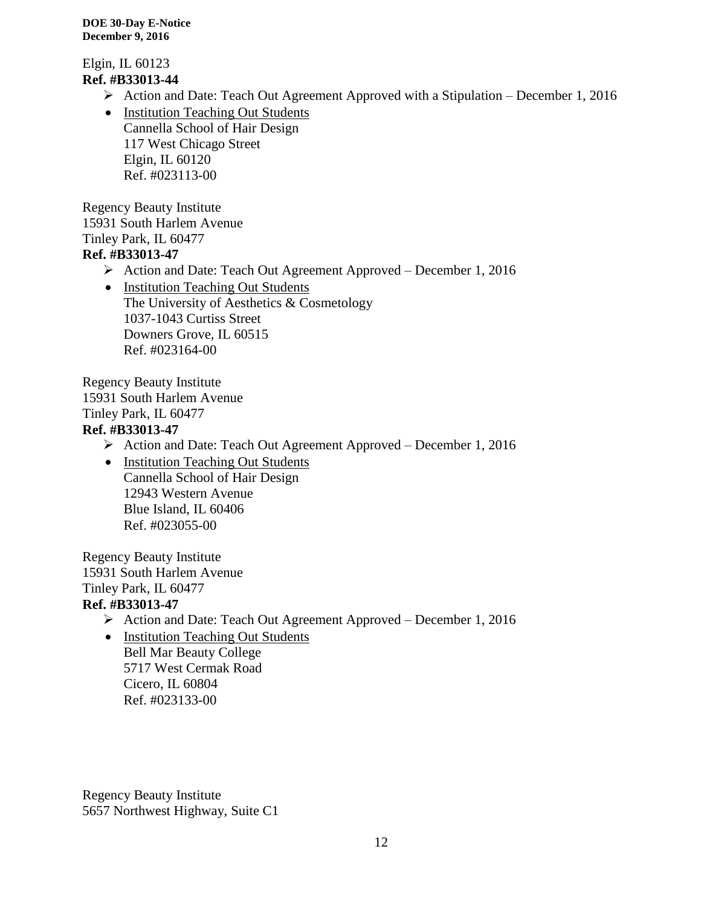Elgin, IL 60123
**Ref. #B33013-44**

- Action and Date: Teach Out Agreement Approved with a Stipulation – December 1, 2016
- Institution Teaching Out Students
  Cannella School of Hair Design
  117 West Chicago Street
  Elgin, IL 60120
  Ref. #023113-00

Regency Beauty Institute
15931 South Harlem Avenue
Tinley Park, IL 60477
**Ref. #B33013-47**

- Action and Date: Teach Out Agreement Approved – December 1, 2016
- Institution Teaching Out Students
  The University of Aesthetics & Cosmetology
  1037-1043 Curtiss Street
  Downers Grove, IL 60515
  Ref. #023164-00

Regency Beauty Institute
15931 South Harlem Avenue
Tinley Park, IL 60477
**Ref. #B33013-47**

- Action and Date: Teach Out Agreement Approved – December 1, 2016
- Institution Teaching Out Students
  Cannella School of Hair Design
  12943 Western Avenue
  Blue Island, IL 60406
  Ref. #023055-00

Regency Beauty Institute
15931 South Harlem Avenue
Tinley Park, IL 60477
**Ref. #B33013-47**

- Action and Date: Teach Out Agreement Approved – December 1, 2016
- Institution Teaching Out Students
  Bell Mar Beauty College
  5717 West Cermak Road
  Cicero, IL 60804
  Ref. #023133-00

Regency Beauty Institute
5657 Northwest Highway, Suite C1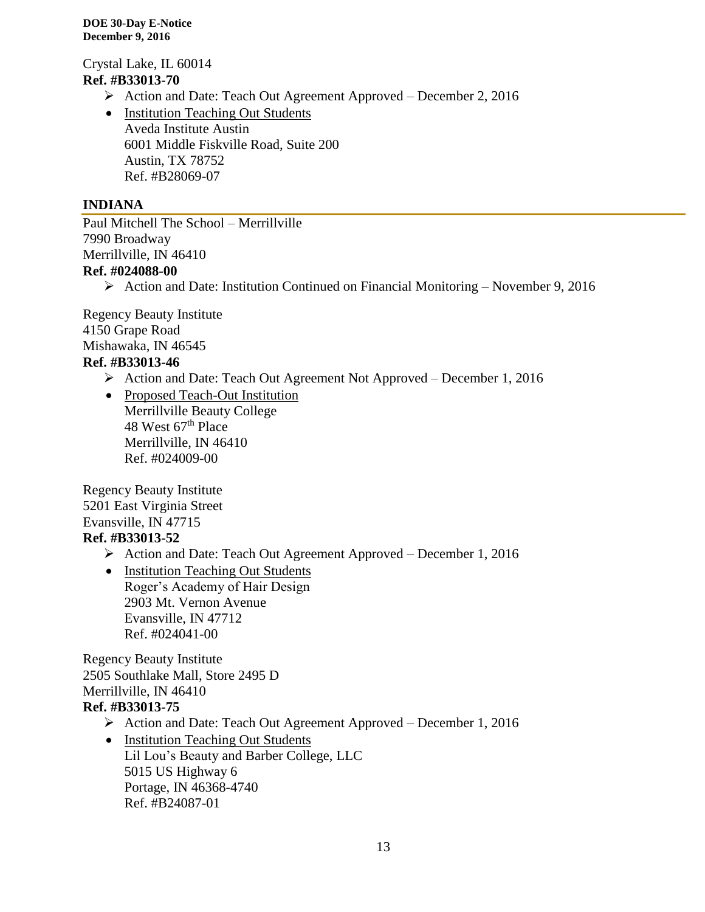Crystal Lake, IL 60014
**Ref. #B33013-70**

- ➢ Action and Date: Teach Out Agreement Approved – December 2, 2016
- Institution Teaching Out Students
  Aveda Institute Austin
  6001 Middle Fiskville Road, Suite 200
  Austin, TX 78752
  Ref. #B28069-07

## INDIANA

Paul Mitchell The School – Merrillville
7990 Broadway
Merrillville, IN 46410
**Ref. #024088-00**

- ➢ Action and Date: Institution Continued on Financial Monitoring – November 9, 2016

Regency Beauty Institute
4150 Grape Road
Mishawaka, IN 46545
**Ref. #B33013-46**

- ➢ Action and Date: Teach Out Agreement Not Approved – December 1, 2016
- Proposed Teach-Out Institution
  Merrillville Beauty College
  48 West 67th Place
  Merrillville, IN 46410
  Ref. #024009-00

Regency Beauty Institute
5201 East Virginia Street
Evansville, IN 47715
**Ref. #B33013-52**

- ➢ Action and Date: Teach Out Agreement Approved – December 1, 2016
- Institution Teaching Out Students
  Roger's Academy of Hair Design
  2903 Mt. Vernon Avenue
  Evansville, IN 47712
  Ref. #024041-00

Regency Beauty Institute
2505 Southlake Mall, Store 2495 D
Merrillville, IN 46410
**Ref. #B33013-75**

- ➢ Action and Date: Teach Out Agreement Approved – December 1, 2016
- Institution Teaching Out Students
  Lil Lou's Beauty and Barber College, LLC
  5015 US Highway 6
  Portage, IN 46368-4740
  Ref. #B24087-01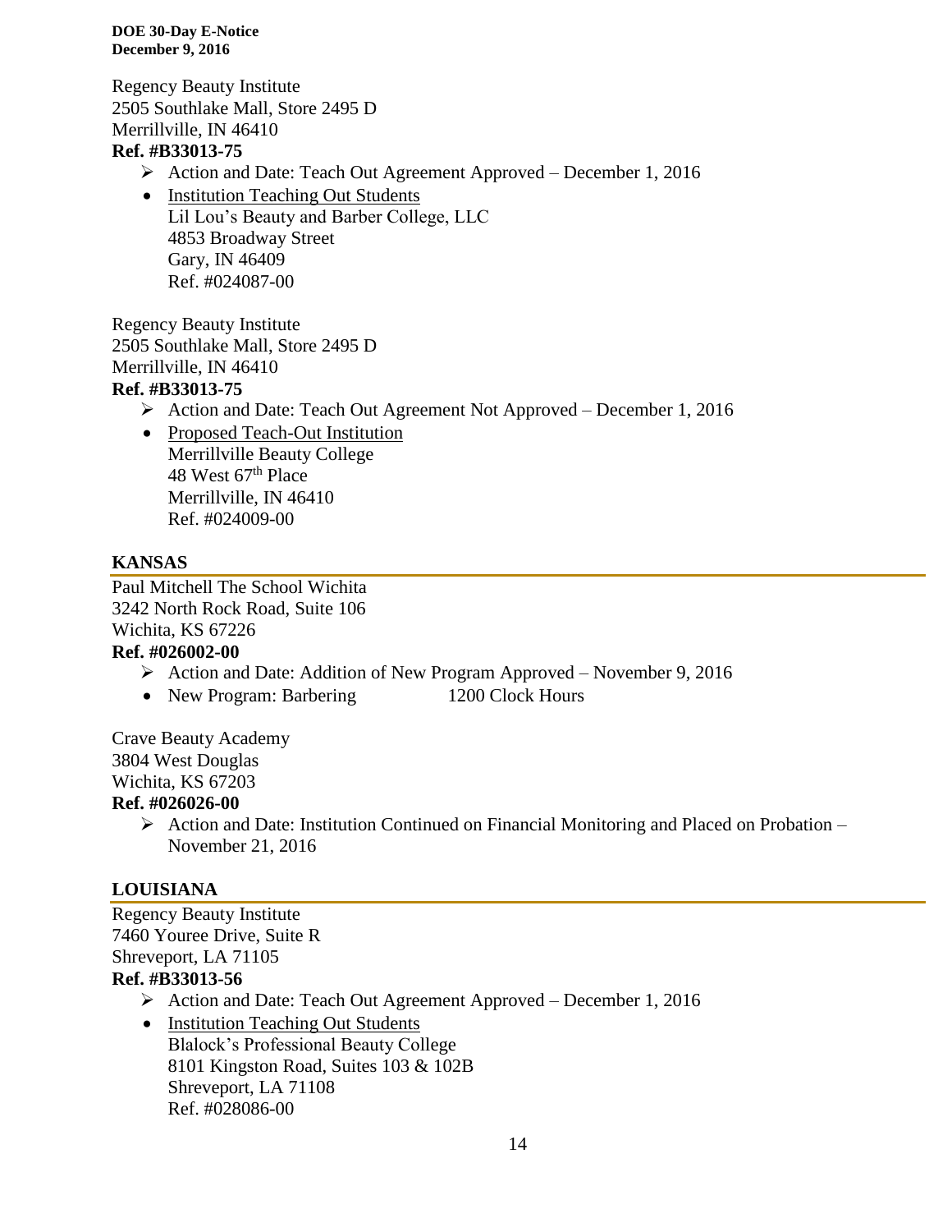Regency Beauty Institute
2505 Southlake Mall, Store 2495 D
Merrillville, IN 46410
**Ref. #B33013-75**

- Action and Date: Teach Out Agreement Approved – December 1, 2016
- <u>Institution Teaching Out Students</u>
  Lil Lou's Beauty and Barber College, LLC
  4853 Broadway Street
  Gary, IN 46409
  Ref. #024087-00

Regency Beauty Institute
2505 Southlake Mall, Store 2495 D
Merrillville, IN 46410
**Ref. #B33013-75**

- Action and Date: Teach Out Agreement Not Approved – December 1, 2016
- <u>Proposed Teach-Out Institution</u>
  Merrillville Beauty College
  48 West 67th Place
  Merrillville, IN 46410
  Ref. #024009-00

## KANSAS

Paul Mitchell The School Wichita
3242 North Rock Road, Suite 106
Wichita, KS 67226
**Ref. #026002-00**

- Action and Date: Addition of New Program Approved – November 9, 2016
- New Program: Barbering 1200 Clock Hours

Crave Beauty Academy
3804 West Douglas
Wichita, KS 67203
**Ref. #026026-00**

- Action and Date: Institution Continued on Financial Monitoring and Placed on Probation – November 21, 2016

## LOUISIANA

Regency Beauty Institute
7460 Youree Drive, Suite R
Shreveport, LA 71105
**Ref. #B33013-56**

- Action and Date: Teach Out Agreement Approved – December 1, 2016
- <u>Institution Teaching Out Students</u>
  Blalock's Professional Beauty College
  8101 Kingston Road, Suites 103 & 102B
  Shreveport, LA 71108
  Ref. #028086-00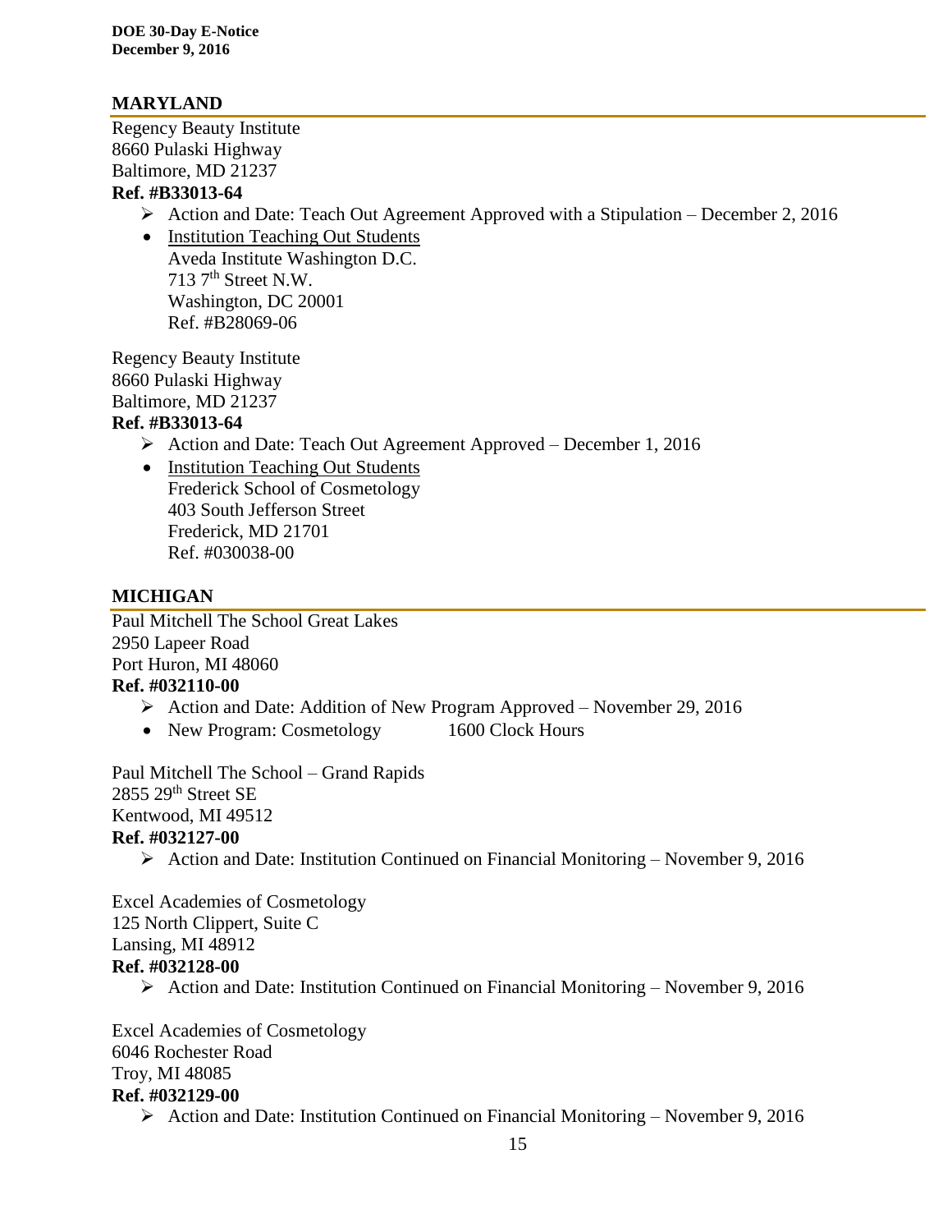## MARYLAND

Regency Beauty Institute
8660 Pulaski Highway
Baltimore, MD 21237
**Ref. #B33013-64**

- ➢ Action and Date: Teach Out Agreement Approved with a Stipulation – December 2, 2016
- <u>Institution Teaching Out Students</u>
  Aveda Institute Washington D.C.
  713 7th Street N.W.
  Washington, DC 20001
  Ref. #B28069-06

Regency Beauty Institute
8660 Pulaski Highway
Baltimore, MD 21237
**Ref. #B33013-64**

- ➢ Action and Date: Teach Out Agreement Approved – December 1, 2016
- <u>Institution Teaching Out Students</u>
  Frederick School of Cosmetology
  403 South Jefferson Street
  Frederick, MD 21701
  Ref. #030038-00

## MICHIGAN

Paul Mitchell The School Great Lakes
2950 Lapeer Road
Port Huron, MI 48060
**Ref. #032110-00**

- ➢ Action and Date: Addition of New Program Approved – November 29, 2016
- New Program: Cosmetology 1600 Clock Hours

Paul Mitchell The School – Grand Rapids
2855 29th Street SE
Kentwood, MI 49512
**Ref. #032127-00**

- ➢ Action and Date: Institution Continued on Financial Monitoring – November 9, 2016

Excel Academies of Cosmetology
125 North Clippert, Suite C
Lansing, MI 48912
**Ref. #032128-00**

- ➢ Action and Date: Institution Continued on Financial Monitoring – November 9, 2016

Excel Academies of Cosmetology
6046 Rochester Road
Troy, MI 48085
**Ref. #032129-00**

- ➢ Action and Date: Institution Continued on Financial Monitoring – November 9, 2016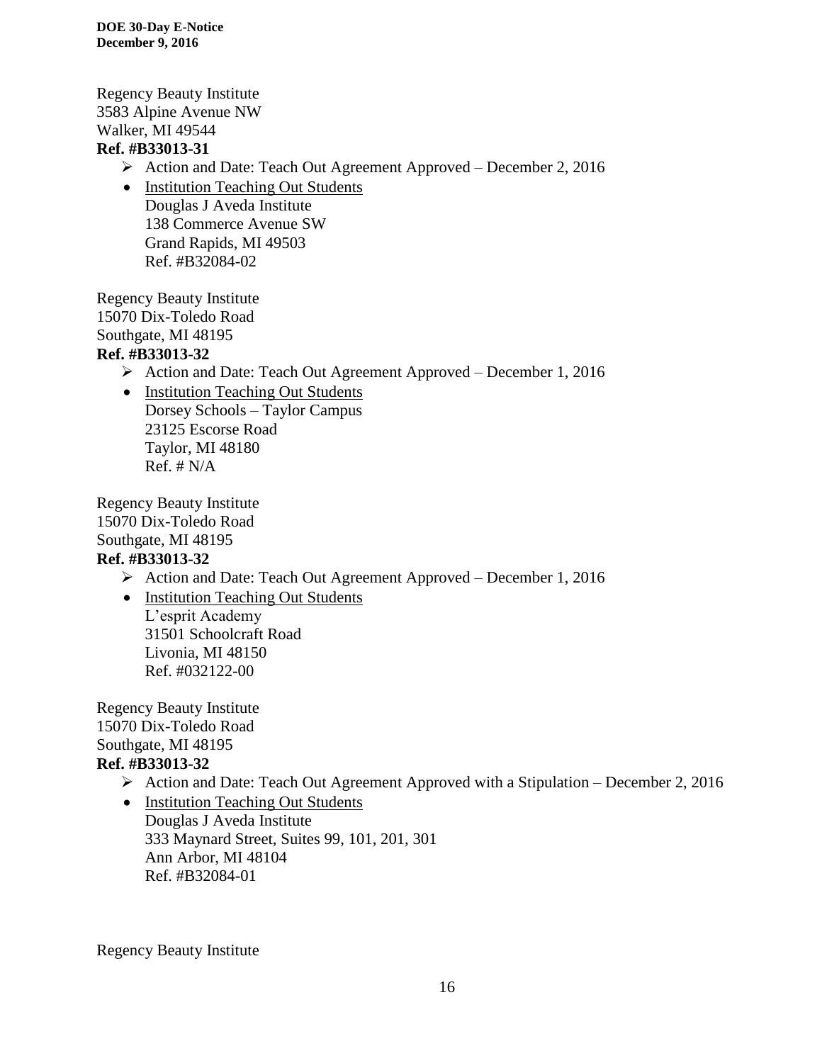Regency Beauty Institute
3583 Alpine Avenue NW
Walker, MI 49544
**Ref. #B33013-31**

- Action and Date: Teach Out Agreement Approved – December 2, 2016
- Institution Teaching Out Students
  Douglas J Aveda Institute
  138 Commerce Avenue SW
  Grand Rapids, MI 49503
  Ref. #B32084-02

Regency Beauty Institute
15070 Dix-Toledo Road
Southgate, MI 48195
**Ref. #B33013-32**

- Action and Date: Teach Out Agreement Approved – December 1, 2016
- Institution Teaching Out Students
  Dorsey Schools – Taylor Campus
  23125 Escorse Road
  Taylor, MI 48180
  Ref. # N/A

Regency Beauty Institute
15070 Dix-Toledo Road
Southgate, MI 48195
**Ref. #B33013-32**

- Action and Date: Teach Out Agreement Approved – December 1, 2016
- Institution Teaching Out Students
  L'esprit Academy
  31501 Schoolcraft Road
  Livonia, MI 48150
  Ref. #032122-00

Regency Beauty Institute
15070 Dix-Toledo Road
Southgate, MI 48195
**Ref. #B33013-32**

- Action and Date: Teach Out Agreement Approved with a Stipulation – December 2, 2016
- Institution Teaching Out Students
  Douglas J Aveda Institute
  333 Maynard Street, Suites 99, 101, 201, 301
  Ann Arbor, MI 48104
  Ref. #B32084-01

Regency Beauty Institute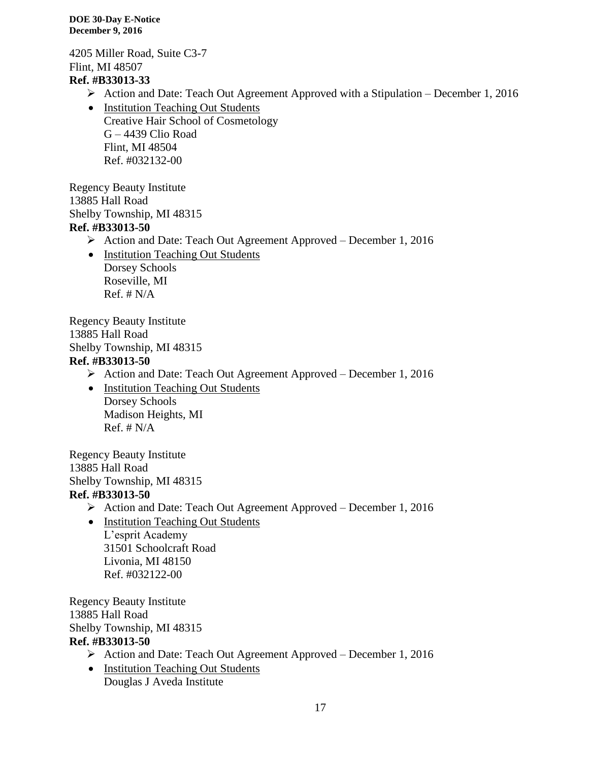4205 Miller Road, Suite C3-7
Flint, MI 48507
**Ref. #B33013-33**

- Action and Date: Teach Out Agreement Approved with a Stipulation – December 1, 2016
- Institution Teaching Out Students
  Creative Hair School of Cosmetology
  G – 4439 Clio Road
  Flint, MI 48504
  Ref. #032132-00

Regency Beauty Institute
13885 Hall Road
Shelby Township, MI 48315
**Ref. #B33013-50**

- Action and Date: Teach Out Agreement Approved – December 1, 2016
- Institution Teaching Out Students
  Dorsey Schools
  Roseville, MI
  Ref. # N/A

Regency Beauty Institute
13885 Hall Road
Shelby Township, MI 48315
**Ref. #B33013-50**

- Action and Date: Teach Out Agreement Approved – December 1, 2016
- Institution Teaching Out Students
  Dorsey Schools
  Madison Heights, MI
  Ref. # N/A

Regency Beauty Institute
13885 Hall Road
Shelby Township, MI 48315
**Ref. #B33013-50**

- Action and Date: Teach Out Agreement Approved – December 1, 2016
- Institution Teaching Out Students
  L'esprit Academy
  31501 Schoolcraft Road
  Livonia, MI 48150
  Ref. #032122-00

Regency Beauty Institute
13885 Hall Road
Shelby Township, MI 48315
**Ref. #B33013-50**

- Action and Date: Teach Out Agreement Approved – December 1, 2016
- Institution Teaching Out Students
  Douglas J Aveda Institute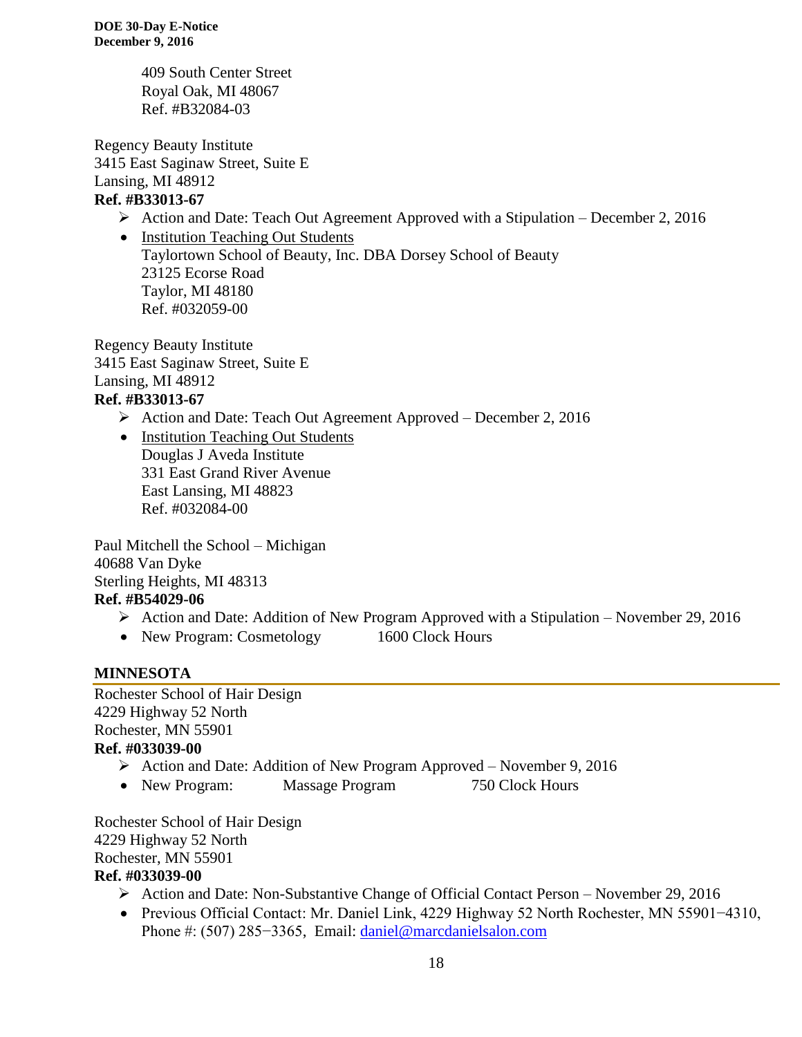409 South Center Street
Royal Oak, MI 48067
Ref. #B32084-03

Regency Beauty Institute
3415 East Saginaw Street, Suite E
Lansing, MI 48912
**Ref. #B33013-67**

- Action and Date: Teach Out Agreement Approved with a Stipulation – December 2, 2016
- Institution Teaching Out Students
  Taylortown School of Beauty, Inc. DBA Dorsey School of Beauty
  23125 Ecorse Road
  Taylor, MI 48180
  Ref. #032059-00

Regency Beauty Institute
3415 East Saginaw Street, Suite E
Lansing, MI 48912
**Ref. #B33013-67**

- Action and Date: Teach Out Agreement Approved – December 2, 2016
- Institution Teaching Out Students
  Douglas J Aveda Institute
  331 East Grand River Avenue
  East Lansing, MI 48823
  Ref. #032084-00

Paul Mitchell the School – Michigan
40688 Van Dyke
Sterling Heights, MI 48313
**Ref. #B54029-06**

- Action and Date: Addition of New Program Approved with a Stipulation – November 29, 2016
- New Program: Cosmetology 1600 Clock Hours

## MINNESOTA

Rochester School of Hair Design
4229 Highway 52 North
Rochester, MN 55901
**Ref. #033039-00**

- Action and Date: Addition of New Program Approved – November 9, 2016
- New Program: Massage Program 750 Clock Hours

Rochester School of Hair Design
4229 Highway 52 North
Rochester, MN 55901
**Ref. #033039-00**

- Action and Date: Non-Substantive Change of Official Contact Person – November 29, 2016
- Previous Official Contact: Mr. Daniel Link, 4229 Highway 52 North Rochester, MN 55901−4310, Phone #: (507) 285−3365, Email: daniel@marcdanielsalon.com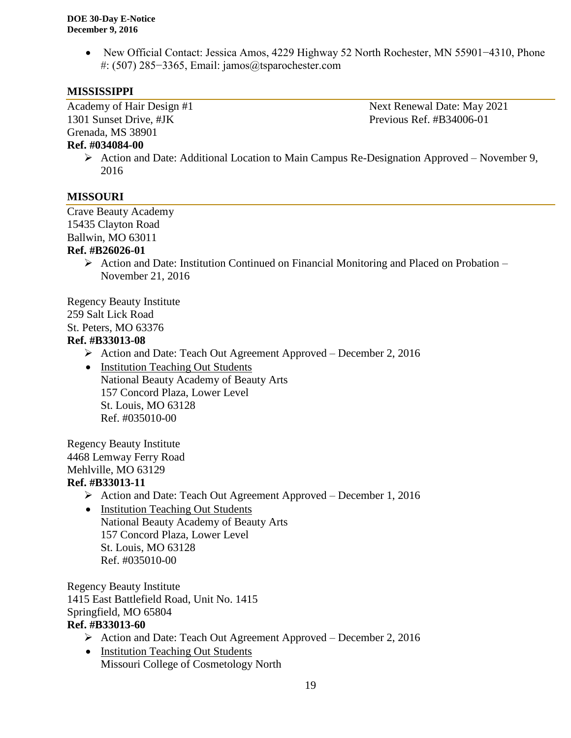- New Official Contact: Jessica Amos, 4229 Highway 52 North Rochester, MN 55901−4310, Phone #: (507) 285−3365, Email: jamos@tsparochester.com

## MISSISSIPPI

Academy of Hair Design #1
1301 Sunset Drive, #JK
Grenada, MS 38901
**Ref. #034084-00**

Next Renewal Date: May 2021
Previous Ref. #B34006-01

- ➢ Action and Date: Additional Location to Main Campus Re-Designation Approved – November 9, 2016

## MISSOURI

Crave Beauty Academy
15435 Clayton Road
Ballwin, MO 63011
**Ref. #B26026-01**

- ➢ Action and Date: Institution Continued on Financial Monitoring and Placed on Probation – November 21, 2016

Regency Beauty Institute
259 Salt Lick Road
St. Peters, MO 63376
**Ref. #B33013-08**

- ➢ Action and Date: Teach Out Agreement Approved – December 2, 2016
- Institution Teaching Out Students
  National Beauty Academy of Beauty Arts
  157 Concord Plaza, Lower Level
  St. Louis, MO 63128
  Ref. #035010-00

Regency Beauty Institute
4468 Lemway Ferry Road
Mehlville, MO 63129
**Ref. #B33013-11**

- ➢ Action and Date: Teach Out Agreement Approved – December 1, 2016
- Institution Teaching Out Students
  National Beauty Academy of Beauty Arts
  157 Concord Plaza, Lower Level
  St. Louis, MO 63128
  Ref. #035010-00

Regency Beauty Institute
1415 East Battlefield Road, Unit No. 1415
Springfield, MO 65804
**Ref. #B33013-60**

- ➢ Action and Date: Teach Out Agreement Approved – December 2, 2016
- Institution Teaching Out Students
  Missouri College of Cosmetology North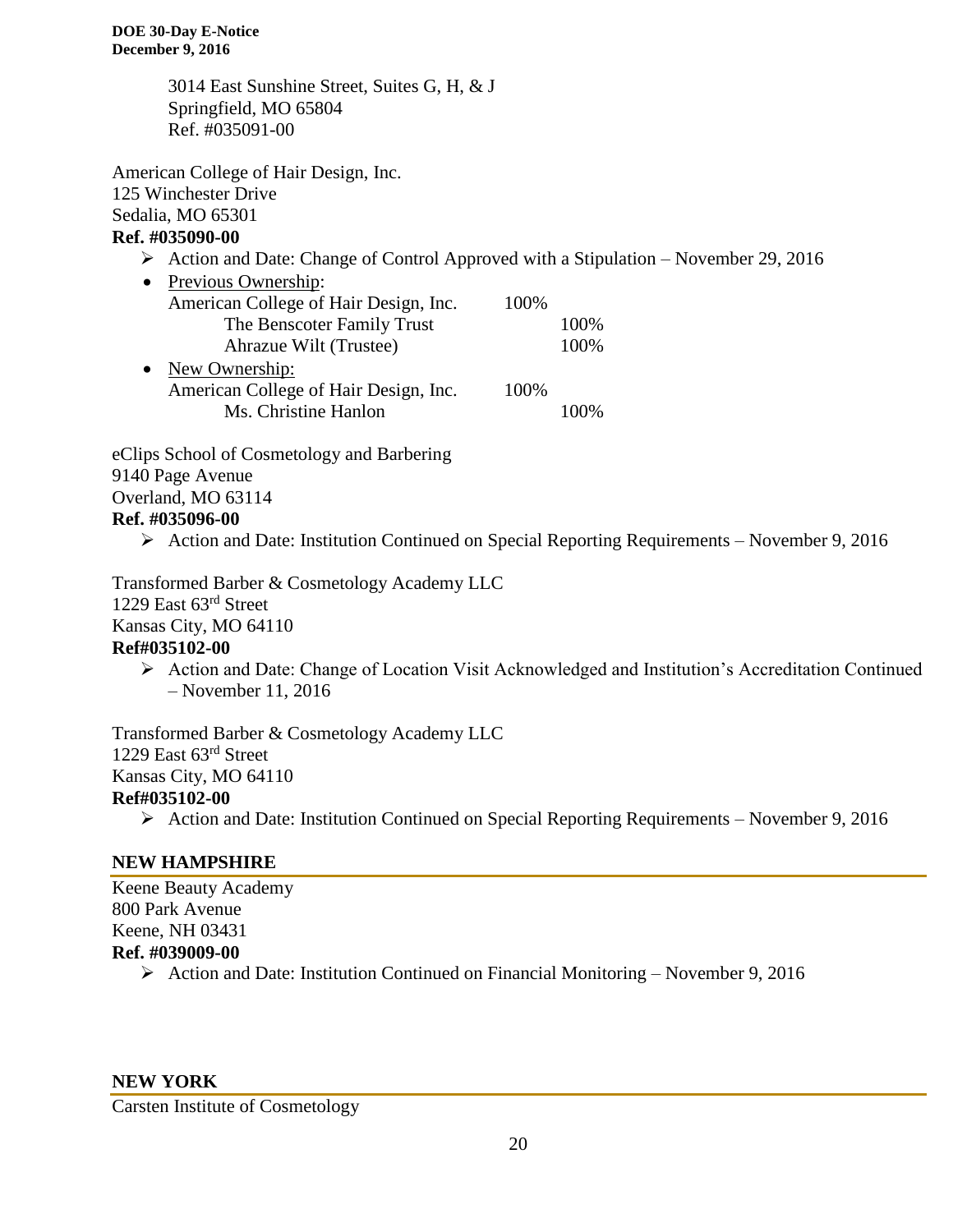3014 East Sunshine Street, Suites G, H, & J
Springfield, MO 65804
Ref. #035091-00

American College of Hair Design, Inc.
125 Winchester Drive
Sedalia, MO 65301
**Ref. #035090-00**

- Action and Date: Change of Control Approved with a Stipulation – November 29, 2016
- Previous Ownership:
  American College of Hair Design, Inc. 100%
  - The Benscoter Family Trust 100%
  - Ahrazue Wilt (Trustee) 100%
- New Ownership:
  American College of Hair Design, Inc. 100%
  - Ms. Christine Hanlon 100%

eClips School of Cosmetology and Barbering
9140 Page Avenue
Overland, MO 63114
**Ref. #035096-00**

- Action and Date: Institution Continued on Special Reporting Requirements – November 9, 2016

Transformed Barber & Cosmetology Academy LLC
1229 East 63rd Street
Kansas City, MO 64110
**Ref#035102-00**

- Action and Date: Change of Location Visit Acknowledged and Institution's Accreditation Continued – November 11, 2016

Transformed Barber & Cosmetology Academy LLC
1229 East 63rd Street
Kansas City, MO 64110
**Ref#035102-00**

- Action and Date: Institution Continued on Special Reporting Requirements – November 9, 2016

## NEW HAMPSHIRE

Keene Beauty Academy
800 Park Avenue
Keene, NH 03431
**Ref. #039009-00**

- Action and Date: Institution Continued on Financial Monitoring – November 9, 2016

## NEW YORK

Carsten Institute of Cosmetology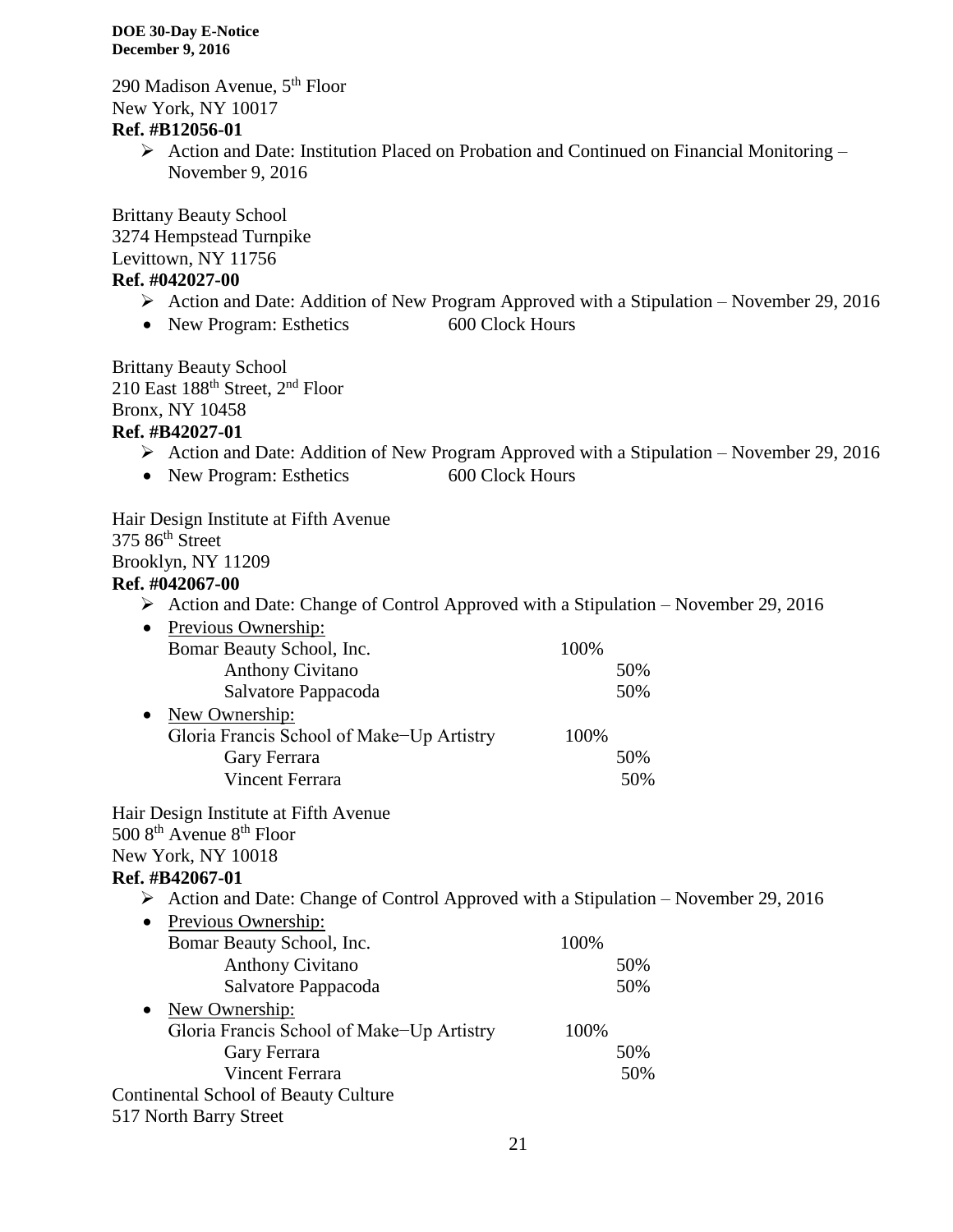290 Madison Avenue, 5th Floor
New York, NY 10017
**Ref. #B12056-01**

- Action and Date: Institution Placed on Probation and Continued on Financial Monitoring – November 9, 2016

Brittany Beauty School
3274 Hempstead Turnpike
Levittown, NY 11756
**Ref. #042027-00**

- Action and Date: Addition of New Program Approved with a Stipulation – November 29, 2016
- New Program: Esthetics 600 Clock Hours

Brittany Beauty School
210 East 188th Street, 2nd Floor
Bronx, NY 10458
**Ref. #B42027-01**

- Action and Date: Addition of New Program Approved with a Stipulation – November 29, 2016
- New Program: Esthetics 600 Clock Hours

Hair Design Institute at Fifth Avenue
375 86th Street
Brooklyn, NY 11209
**Ref. #042067-00**

- Action and Date: Change of Control Approved with a Stipulation – November 29, 2016
- Previous Ownership:
  - Bomar Beauty School, Inc. 100%
    - Anthony Civitano 50%
    - Salvatore Pappacoda 50%
- New Ownership:
  - Gloria Francis School of Make-Up Artistry 100%
    - Gary Ferrara 50%
    - Vincent Ferrara 50%

Hair Design Institute at Fifth Avenue
500 8th Avenue 8th Floor
New York, NY 10018
**Ref. #B42067-01**

- Action and Date: Change of Control Approved with a Stipulation – November 29, 2016
- Previous Ownership:
  - Bomar Beauty School, Inc. 100%
    - Anthony Civitano 50%
    - Salvatore Pappacoda 50%
- New Ownership:
  - Gloria Francis School of Make-Up Artistry 100%
    - Gary Ferrara 50%
    - Vincent Ferrara 50%

Continental School of Beauty Culture
517 North Barry Street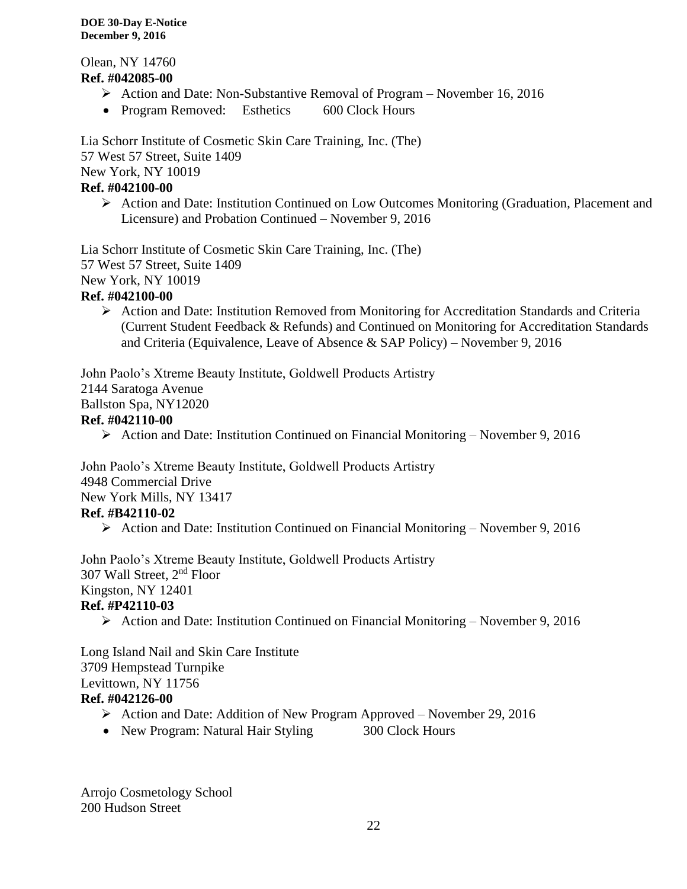Olean, NY 14760
**Ref. #042085-00**

- Action and Date: Non-Substantive Removal of Program – November 16, 2016
- Program Removed: Esthetics 600 Clock Hours

Lia Schorr Institute of Cosmetic Skin Care Training, Inc. (The)
57 West 57 Street, Suite 1409
New York, NY 10019
**Ref. #042100-00**

- Action and Date: Institution Continued on Low Outcomes Monitoring (Graduation, Placement and Licensure) and Probation Continued – November 9, 2016

Lia Schorr Institute of Cosmetic Skin Care Training, Inc. (The)
57 West 57 Street, Suite 1409
New York, NY 10019
**Ref. #042100-00**

- Action and Date: Institution Removed from Monitoring for Accreditation Standards and Criteria (Current Student Feedback & Refunds) and Continued on Monitoring for Accreditation Standards and Criteria (Equivalence, Leave of Absence & SAP Policy) – November 9, 2016

John Paolo's Xtreme Beauty Institute, Goldwell Products Artistry
2144 Saratoga Avenue
Ballston Spa, NY12020
**Ref. #042110-00**

- Action and Date: Institution Continued on Financial Monitoring – November 9, 2016

John Paolo's Xtreme Beauty Institute, Goldwell Products Artistry
4948 Commercial Drive
New York Mills, NY 13417
**Ref. #B42110-02**

- Action and Date: Institution Continued on Financial Monitoring – November 9, 2016

John Paolo's Xtreme Beauty Institute, Goldwell Products Artistry
307 Wall Street, 2nd Floor
Kingston, NY 12401
**Ref. #P42110-03**

- Action and Date: Institution Continued on Financial Monitoring – November 9, 2016

Long Island Nail and Skin Care Institute
3709 Hempstead Turnpike
Levittown, NY 11756
**Ref. #042126-00**

- Action and Date: Addition of New Program Approved – November 29, 2016
- New Program: Natural Hair Styling 300 Clock Hours

Arrojo Cosmetology School
200 Hudson Street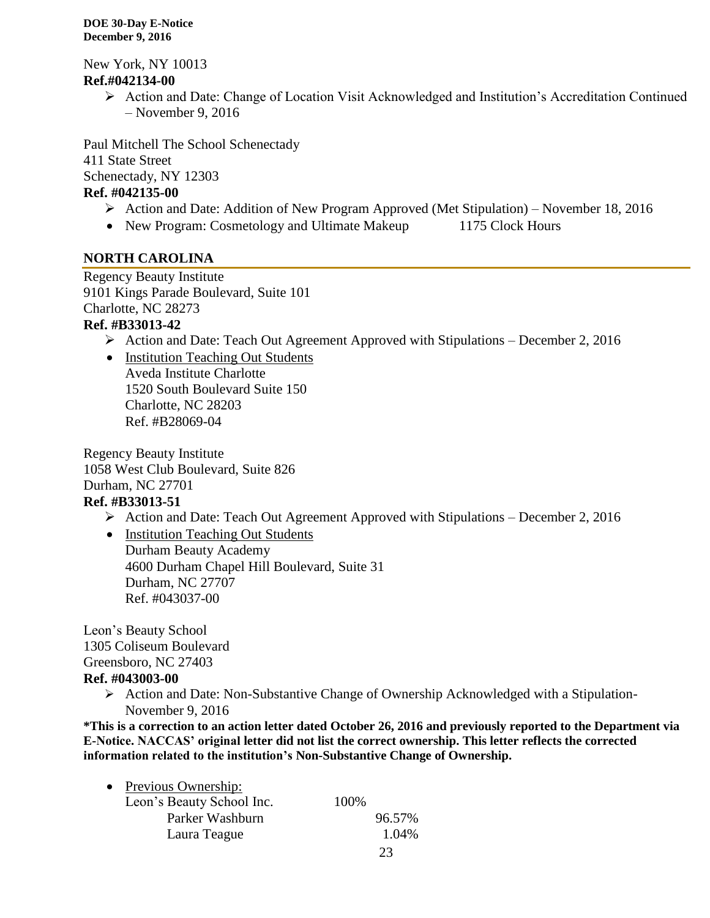New York, NY 10013

**Ref.#042134-00**

- Action and Date: Change of Location Visit Acknowledged and Institution's Accreditation Continued – November 9, 2016

Paul Mitchell The School Schenectady
411 State Street
Schenectady, NY 12303

**Ref. #042135-00**

- Action and Date: Addition of New Program Approved (Met Stipulation) – November 18, 2016
- New Program: Cosmetology and Ultimate Makeup 1175 Clock Hours

## NORTH CAROLINA

Regency Beauty Institute
9101 Kings Parade Boulevard, Suite 101
Charlotte, NC 28273

**Ref. #B33013-42**

- Action and Date: Teach Out Agreement Approved with Stipulations – December 2, 2016
- Institution Teaching Out Students
  Aveda Institute Charlotte
  1520 South Boulevard Suite 150
  Charlotte, NC 28203
  Ref. #B28069-04

Regency Beauty Institute
1058 West Club Boulevard, Suite 826
Durham, NC 27701

**Ref. #B33013-51**

- Action and Date: Teach Out Agreement Approved with Stipulations – December 2, 2016
- Institution Teaching Out Students
  Durham Beauty Academy
  4600 Durham Chapel Hill Boulevard, Suite 31
  Durham, NC 27707
  Ref. #043037-00

Leon's Beauty School
1305 Coliseum Boulevard
Greensboro, NC 27403

**Ref. #043003-00**

- Action and Date: Non-Substantive Change of Ownership Acknowledged with a Stipulation- November 9, 2016

**\*This is a correction to an action letter dated October 26, 2016 and previously reported to the Department via E-Notice. NACCAS' original letter did not list the correct ownership. This letter reflects the corrected information related to the institution's Non-Substantive Change of Ownership.**

- Previous Ownership:

| | | |
|---|---|---|
| Leon's Beauty School Inc. | 100% | |
| Parker Washburn | | 96.57% |
| Laura Teague | | 1.04% |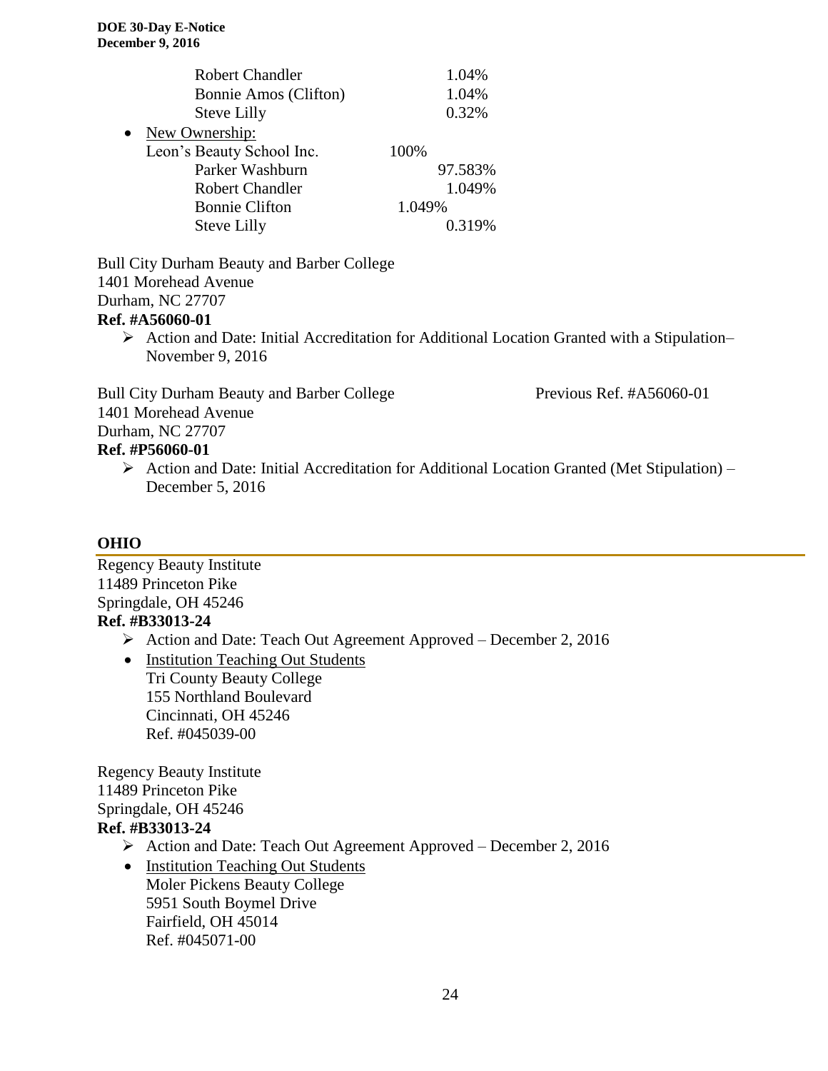Robert Chandler 1.04%
Bonnie Amos (Clifton) 1.04%
Steve Lilly 0.32%

- New Ownership:
  Leon's Beauty School Inc. 100%
  Parker Washburn 97.583%
  Robert Chandler 1.049%
  Bonnie Clifton 1.049%
  Steve Lilly 0.319%

Bull City Durham Beauty and Barber College
1401 Morehead Avenue
Durham, NC 27707
**Ref. #A56060-01**

- ➢ Action and Date: Initial Accreditation for Additional Location Granted with a Stipulation– November 9, 2016

Bull City Durham Beauty and Barber College Previous Ref. #A56060-01
1401 Morehead Avenue
Durham, NC 27707
**Ref. #P56060-01**

- ➢ Action and Date: Initial Accreditation for Additional Location Granted (Met Stipulation) – December 5, 2016

## OHIO

Regency Beauty Institute
11489 Princeton Pike
Springdale, OH 45246
**Ref. #B33013-24**

- ➢ Action and Date: Teach Out Agreement Approved – December 2, 2016
- Institution Teaching Out Students
  Tri County Beauty College
  155 Northland Boulevard
  Cincinnati, OH 45246
  Ref. #045039-00

Regency Beauty Institute
11489 Princeton Pike
Springdale, OH 45246
**Ref. #B33013-24**

- ➢ Action and Date: Teach Out Agreement Approved – December 2, 2016
- Institution Teaching Out Students
  Moler Pickens Beauty College
  5951 South Boymel Drive
  Fairfield, OH 45014
  Ref. #045071-00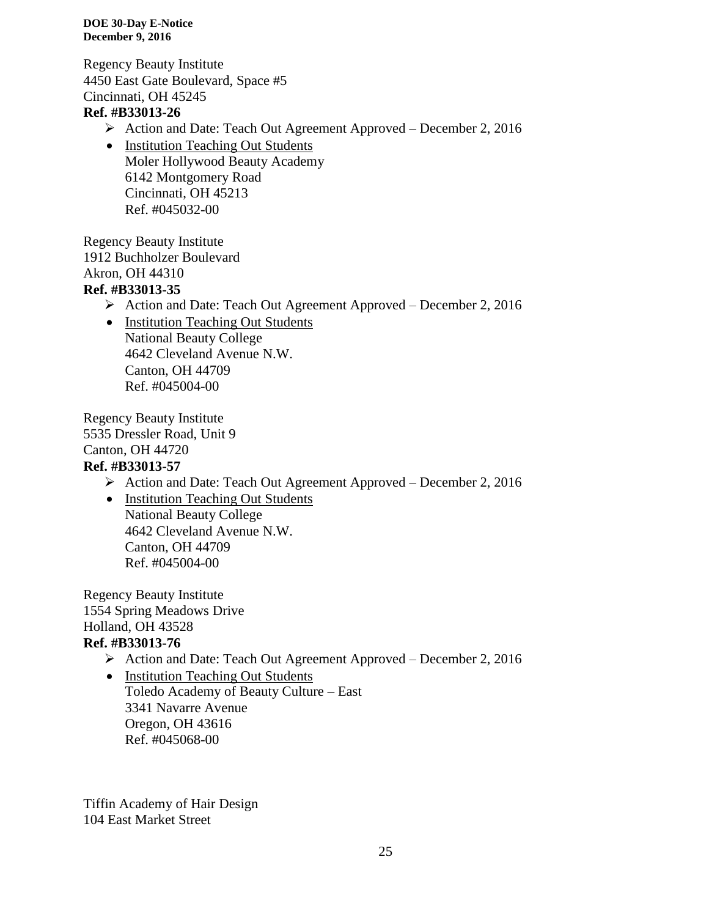Regency Beauty Institute
4450 East Gate Boulevard, Space #5
Cincinnati, OH 45245
**Ref. #B33013-26**

- Action and Date: Teach Out Agreement Approved – December 2, 2016
- Institution Teaching Out Students
  Moler Hollywood Beauty Academy
  6142 Montgomery Road
  Cincinnati, OH 45213
  Ref. #045032-00

Regency Beauty Institute
1912 Buchholzer Boulevard
Akron, OH 44310
**Ref. #B33013-35**

- Action and Date: Teach Out Agreement Approved – December 2, 2016
- Institution Teaching Out Students
  National Beauty College
  4642 Cleveland Avenue N.W.
  Canton, OH 44709
  Ref. #045004-00

Regency Beauty Institute
5535 Dressler Road, Unit 9
Canton, OH 44720
**Ref. #B33013-57**

- Action and Date: Teach Out Agreement Approved – December 2, 2016
- Institution Teaching Out Students
  National Beauty College
  4642 Cleveland Avenue N.W.
  Canton, OH 44709
  Ref. #045004-00

Regency Beauty Institute
1554 Spring Meadows Drive
Holland, OH 43528
**Ref. #B33013-76**

- Action and Date: Teach Out Agreement Approved – December 2, 2016
- Institution Teaching Out Students
  Toledo Academy of Beauty Culture – East
  3341 Navarre Avenue
  Oregon, OH 43616
  Ref. #045068-00

Tiffin Academy of Hair Design
104 East Market Street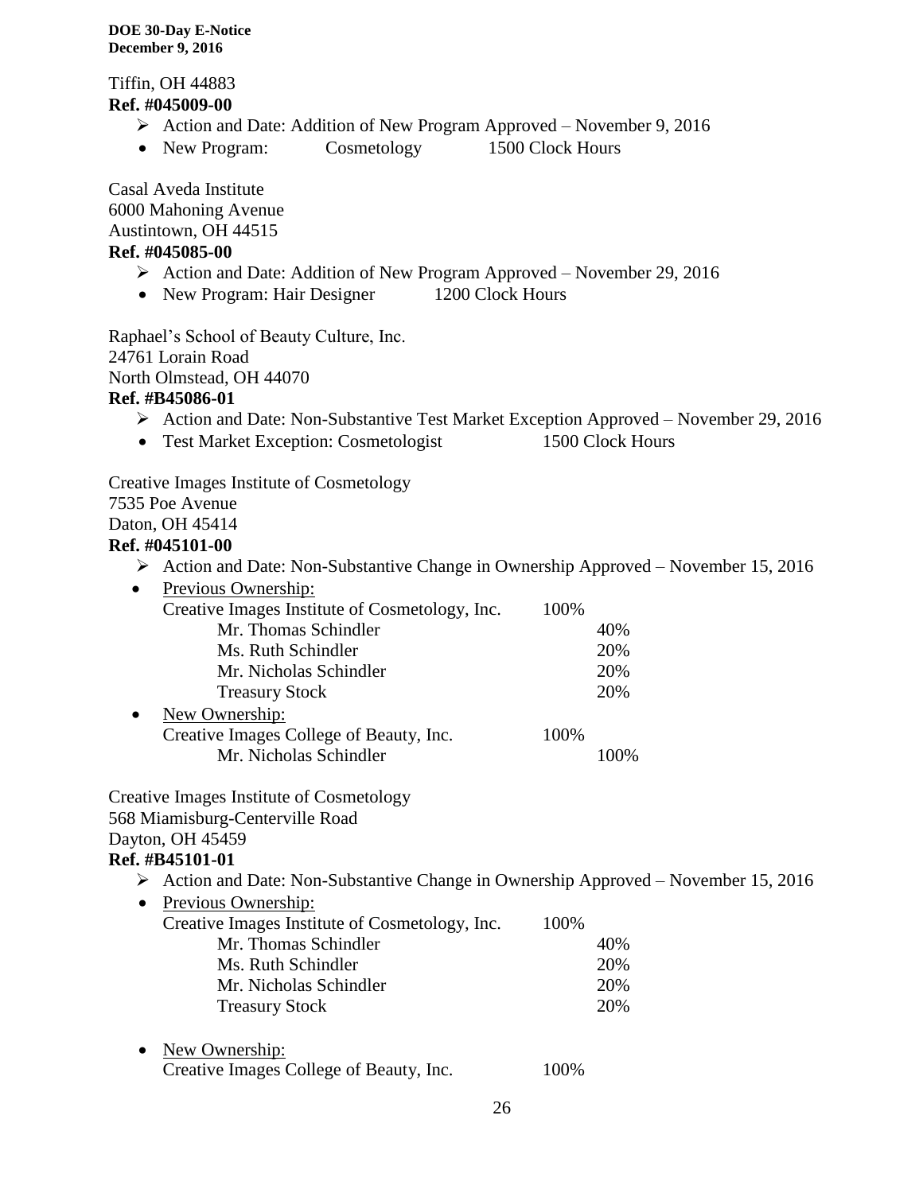Tiffin, OH 44883

**Ref. #045009-00**

- Action and Date: Addition of New Program Approved – November 9, 2016
- New Program: Cosmetology 1500 Clock Hours

Casal Aveda Institute
6000 Mahoning Avenue
Austintown, OH 44515

**Ref. #045085-00**

- Action and Date: Addition of New Program Approved – November 29, 2016
- New Program: Hair Designer 1200 Clock Hours

Raphael's School of Beauty Culture, Inc.
24761 Lorain Road
North Olmstead, OH 44070

**Ref. #B45086-01**

- Action and Date: Non-Substantive Test Market Exception Approved – November 29, 2016
- Test Market Exception: Cosmetologist 1500 Clock Hours

Creative Images Institute of Cosmetology
7535 Poe Avenue
Daton, OH 45414

**Ref. #045101-00**

- Action and Date: Non-Substantive Change in Ownership Approved – November 15, 2016
- Previous Ownership:

| | | |
|---|---|---|
| Creative Images Institute of Cosmetology, Inc. | 100% | |
| Mr. Thomas Schindler | | 40% |
| Ms. Ruth Schindler | | 20% |
| Mr. Nicholas Schindler | | 20% |
| Treasury Stock | | 20% |

- New Ownership:

| | | |
|---|---|---|
| Creative Images College of Beauty, Inc. | 100% | |
| Mr. Nicholas Schindler | | 100% |

Creative Images Institute of Cosmetology
568 Miamisburg-Centerville Road
Dayton, OH 45459

**Ref. #B45101-01**

- Action and Date: Non-Substantive Change in Ownership Approved – November 15, 2016
- Previous Ownership:

| | | |
|---|---|---|
| Creative Images Institute of Cosmetology, Inc. | 100% | |
| Mr. Thomas Schindler | | 40% |
| Ms. Ruth Schindler | | 20% |
| Mr. Nicholas Schindler | | 20% |
| Treasury Stock | | 20% |

- New Ownership:

| | | |
|---|---|---|
| Creative Images College of Beauty, Inc. | 100% | |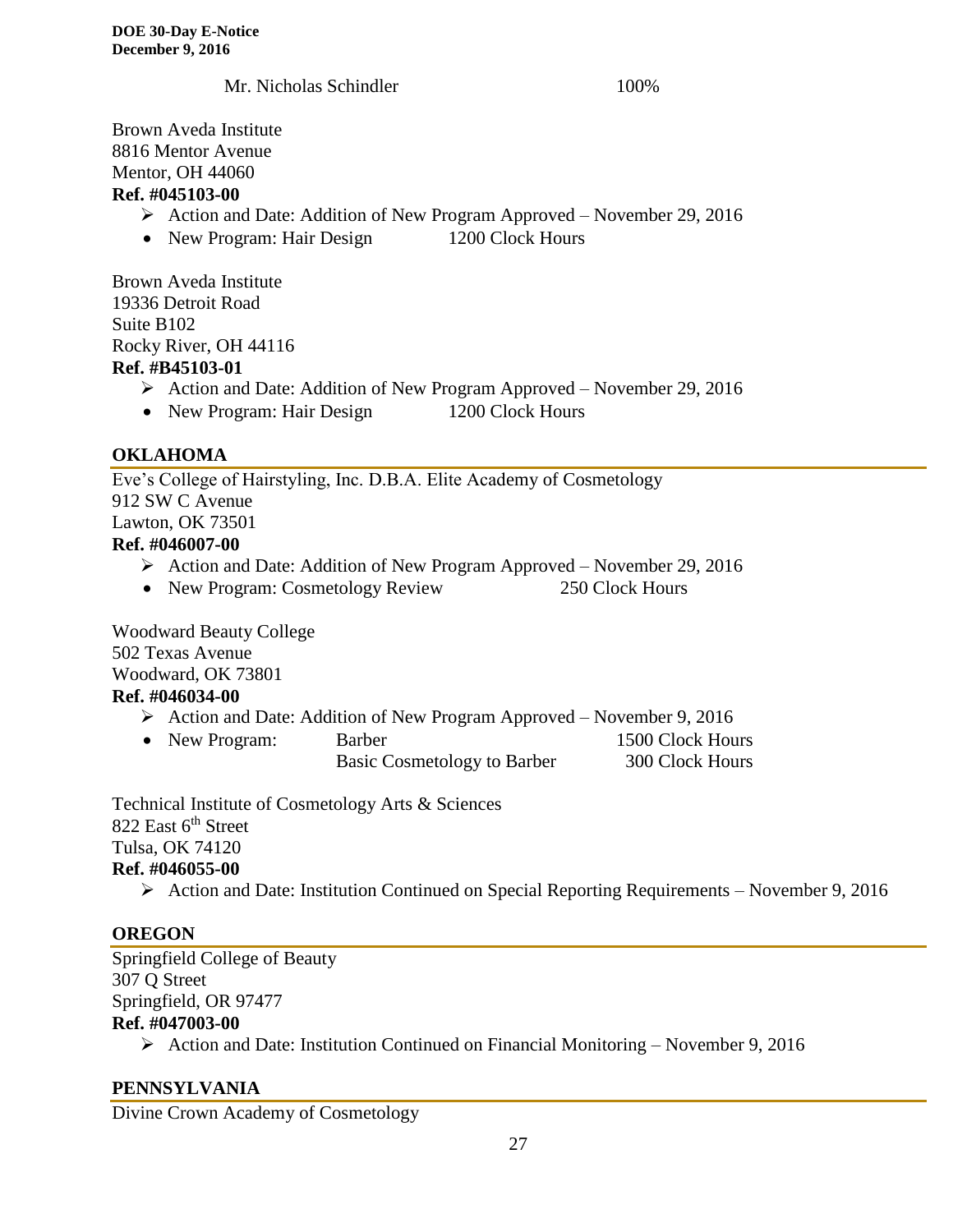Mr. Nicholas Schindler 100%

Brown Aveda Institute
8816 Mentor Avenue
Mentor, OH 44060
**Ref. #045103-00**

- ➢ Action and Date: Addition of New Program Approved – November 29, 2016
- New Program: Hair Design 1200 Clock Hours

Brown Aveda Institute
19336 Detroit Road
Suite B102
Rocky River, OH 44116
**Ref. #B45103-01**

- ➢ Action and Date: Addition of New Program Approved – November 29, 2016
- New Program: Hair Design 1200 Clock Hours

## OKLAHOMA

Eve's College of Hairstyling, Inc. D.B.A. Elite Academy of Cosmetology
912 SW C Avenue
Lawton, OK 73501
**Ref. #046007-00**

- ➢ Action and Date: Addition of New Program Approved – November 29, 2016
- New Program: Cosmetology Review 250 Clock Hours

Woodward Beauty College
502 Texas Avenue
Woodward, OK 73801
**Ref. #046034-00**

- ➢ Action and Date: Addition of New Program Approved – November 9, 2016
- New Program: Barber 1500 Clock Hours
  Basic Cosmetology to Barber 300 Clock Hours

Technical Institute of Cosmetology Arts & Sciences
822 East 6th Street
Tulsa, OK 74120
**Ref. #046055-00**

- ➢ Action and Date: Institution Continued on Special Reporting Requirements – November 9, 2016

## OREGON

Springfield College of Beauty
307 Q Street
Springfield, OR 97477
**Ref. #047003-00**

- ➢ Action and Date: Institution Continued on Financial Monitoring – November 9, 2016

## PENNSYLVANIA

Divine Crown Academy of Cosmetology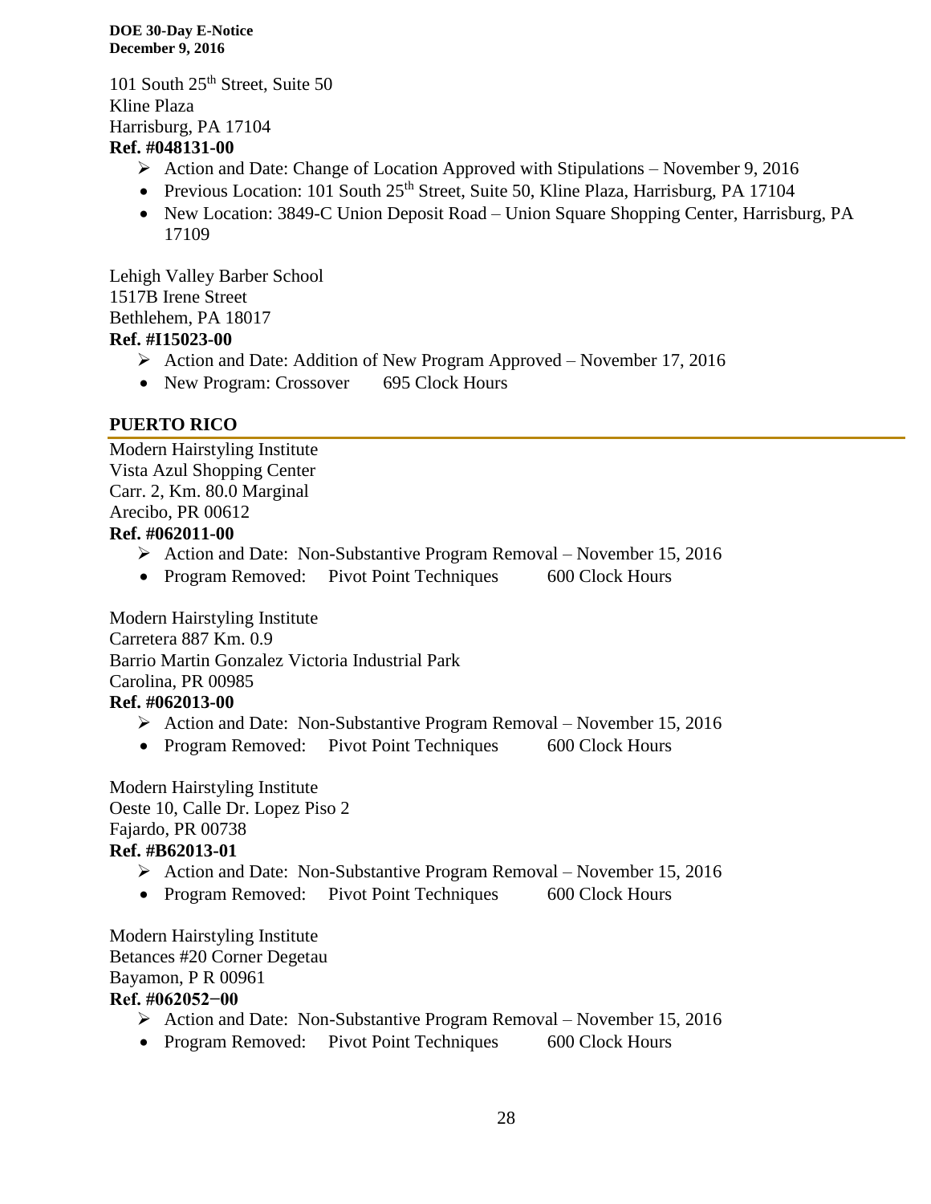101 South 25th Street, Suite 50
Kline Plaza
Harrisburg, PA 17104
**Ref. #048131-00**

- Action and Date: Change of Location Approved with Stipulations – November 9, 2016
- Previous Location: 101 South 25th Street, Suite 50, Kline Plaza, Harrisburg, PA 17104
- New Location: 3849-C Union Deposit Road – Union Square Shopping Center, Harrisburg, PA 17109

Lehigh Valley Barber School
1517B Irene Street
Bethlehem, PA 18017
**Ref. #I15023-00**

- Action and Date: Addition of New Program Approved – November 17, 2016
- New Program: Crossover 695 Clock Hours

## PUERTO RICO

Modern Hairstyling Institute
Vista Azul Shopping Center
Carr. 2, Km. 80.0 Marginal
Arecibo, PR 00612
**Ref. #062011-00**

- Action and Date: Non-Substantive Program Removal – November 15, 2016
- Program Removed: Pivot Point Techniques 600 Clock Hours

Modern Hairstyling Institute
Carretera 887 Km. 0.9
Barrio Martin Gonzalez Victoria Industrial Park
Carolina, PR 00985
**Ref. #062013-00**

- Action and Date: Non-Substantive Program Removal – November 15, 2016
- Program Removed: Pivot Point Techniques 600 Clock Hours

Modern Hairstyling Institute
Oeste 10, Calle Dr. Lopez Piso 2
Fajardo, PR 00738
**Ref. #B62013-01**

- Action and Date: Non-Substantive Program Removal – November 15, 2016
- Program Removed: Pivot Point Techniques 600 Clock Hours

Modern Hairstyling Institute
Betances #20 Corner Degetau
Bayamon, P R 00961
**Ref. #062052−00**

- Action and Date: Non-Substantive Program Removal – November 15, 2016
- Program Removed: Pivot Point Techniques 600 Clock Hours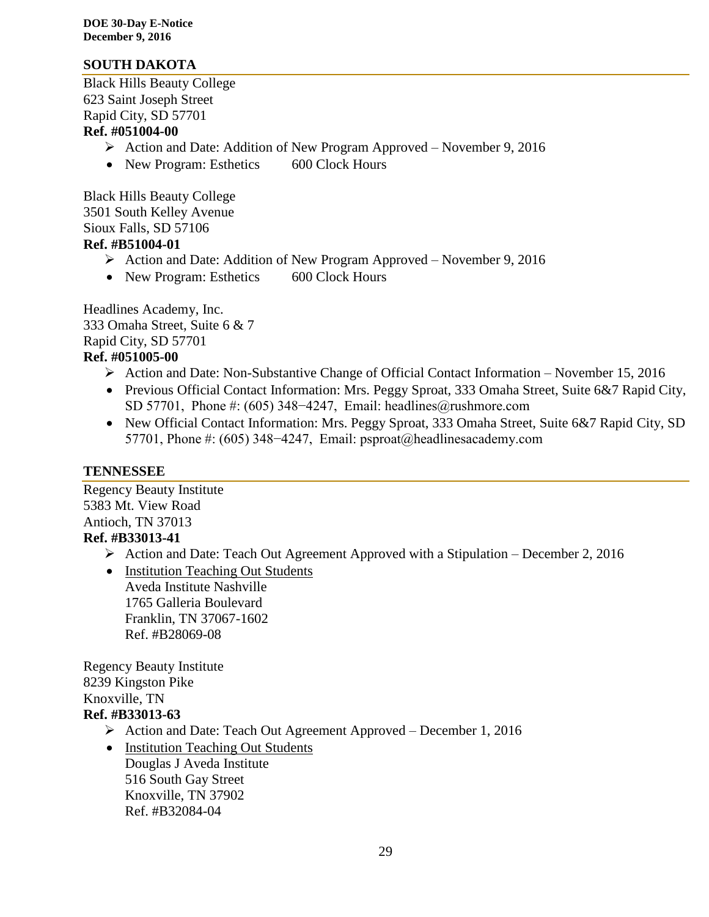## SOUTH DAKOTA

Black Hills Beauty College
623 Saint Joseph Street
Rapid City, SD 57701
**Ref. #051004-00**

- Action and Date: Addition of New Program Approved – November 9, 2016
- New Program: Esthetics 600 Clock Hours

Black Hills Beauty College
3501 South Kelley Avenue
Sioux Falls, SD 57106
**Ref. #B51004-01**

- Action and Date: Addition of New Program Approved – November 9, 2016
- New Program: Esthetics 600 Clock Hours

Headlines Academy, Inc.
333 Omaha Street, Suite 6 & 7
Rapid City, SD 57701
**Ref. #051005-00**

- Action and Date: Non-Substantive Change of Official Contact Information – November 15, 2016
- Previous Official Contact Information: Mrs. Peggy Sproat, 333 Omaha Street, Suite 6&7 Rapid City, SD 57701, Phone #: (605) 348−4247, Email: headlines@rushmore.com
- New Official Contact Information: Mrs. Peggy Sproat, 333 Omaha Street, Suite 6&7 Rapid City, SD 57701, Phone #: (605) 348−4247, Email: psproat@headlinesacademy.com

## TENNESSEE

Regency Beauty Institute
5383 Mt. View Road
Antioch, TN 37013
**Ref. #B33013-41**

- Action and Date: Teach Out Agreement Approved with a Stipulation – December 2, 2016
- Institution Teaching Out Students
  Aveda Institute Nashville
  1765 Galleria Boulevard
  Franklin, TN 37067-1602
  Ref. #B28069-08

Regency Beauty Institute
8239 Kingston Pike
Knoxville, TN
**Ref. #B33013-63**

- Action and Date: Teach Out Agreement Approved – December 1, 2016
- Institution Teaching Out Students
  Douglas J Aveda Institute
  516 South Gay Street
  Knoxville, TN 37902
  Ref. #B32084-04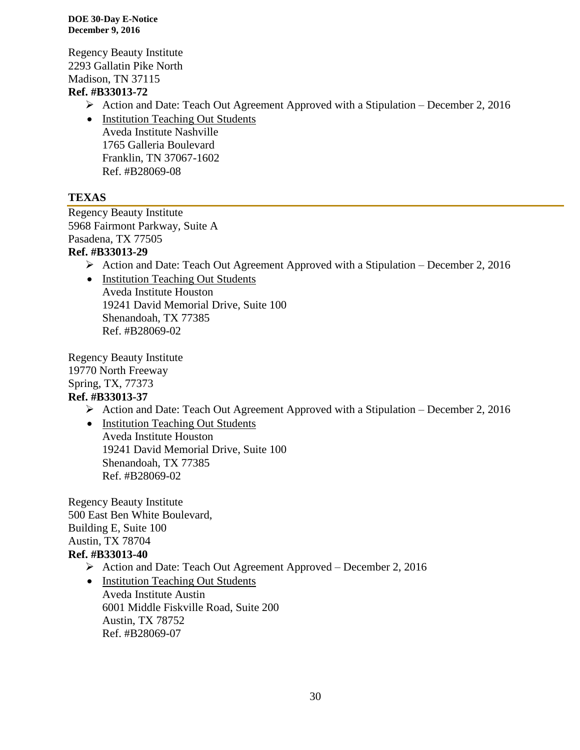Regency Beauty Institute
2293 Gallatin Pike North
Madison, TN 37115
**Ref. #B33013-72**

- Action and Date: Teach Out Agreement Approved with a Stipulation – December 2, 2016
- Institution Teaching Out Students
  Aveda Institute Nashville
  1765 Galleria Boulevard
  Franklin, TN 37067-1602
  Ref. #B28069-08

## TEXAS

Regency Beauty Institute
5968 Fairmont Parkway, Suite A
Pasadena, TX 77505
**Ref. #B33013-29**

- Action and Date: Teach Out Agreement Approved with a Stipulation – December 2, 2016
- Institution Teaching Out Students
  Aveda Institute Houston
  19241 David Memorial Drive, Suite 100
  Shenandoah, TX 77385
  Ref. #B28069-02

Regency Beauty Institute
19770 North Freeway
Spring, TX, 77373
**Ref. #B33013-37**

- Action and Date: Teach Out Agreement Approved with a Stipulation – December 2, 2016
- Institution Teaching Out Students
  Aveda Institute Houston
  19241 David Memorial Drive, Suite 100
  Shenandoah, TX 77385
  Ref. #B28069-02

Regency Beauty Institute
500 East Ben White Boulevard,
Building E, Suite 100
Austin, TX 78704
**Ref. #B33013-40**

- Action and Date: Teach Out Agreement Approved – December 2, 2016
- Institution Teaching Out Students
  Aveda Institute Austin
  6001 Middle Fiskville Road, Suite 200
  Austin, TX 78752
  Ref. #B28069-07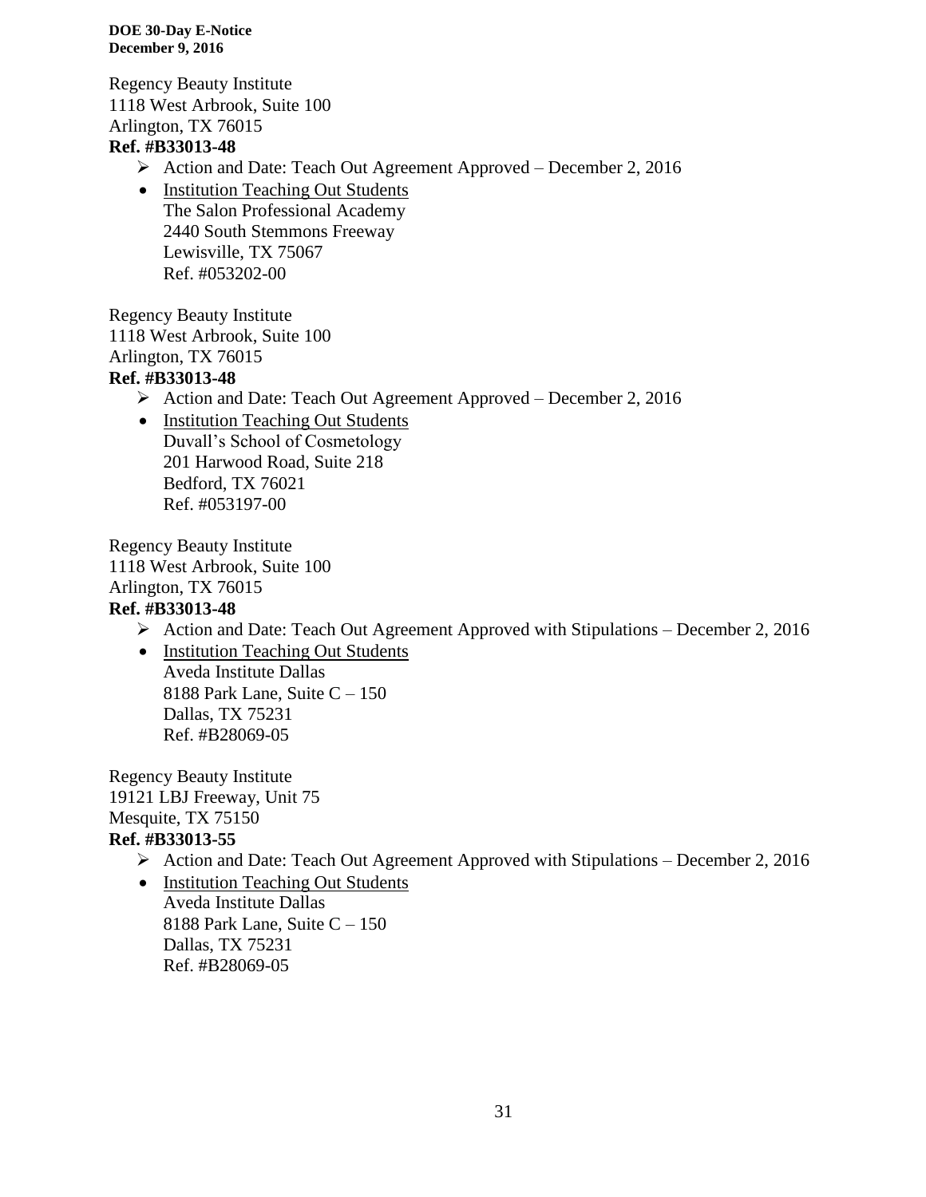Regency Beauty Institute
1118 West Arbrook, Suite 100
Arlington, TX 76015
**Ref. #B33013-48**

- Action and Date: Teach Out Agreement Approved – December 2, 2016
- Institution Teaching Out Students
  The Salon Professional Academy
  2440 South Stemmons Freeway
  Lewisville, TX 75067
  Ref. #053202-00

Regency Beauty Institute
1118 West Arbrook, Suite 100
Arlington, TX 76015
**Ref. #B33013-48**

- Action and Date: Teach Out Agreement Approved – December 2, 2016
- Institution Teaching Out Students
  Duvall's School of Cosmetology
  201 Harwood Road, Suite 218
  Bedford, TX 76021
  Ref. #053197-00

Regency Beauty Institute
1118 West Arbrook, Suite 100
Arlington, TX 76015
**Ref. #B33013-48**

- Action and Date: Teach Out Agreement Approved with Stipulations – December 2, 2016
- Institution Teaching Out Students
  Aveda Institute Dallas
  8188 Park Lane, Suite C – 150
  Dallas, TX 75231
  Ref. #B28069-05

Regency Beauty Institute
19121 LBJ Freeway, Unit 75
Mesquite, TX 75150
**Ref. #B33013-55**

- Action and Date: Teach Out Agreement Approved with Stipulations – December 2, 2016
- Institution Teaching Out Students
  Aveda Institute Dallas
  8188 Park Lane, Suite C – 150
  Dallas, TX 75231
  Ref. #B28069-05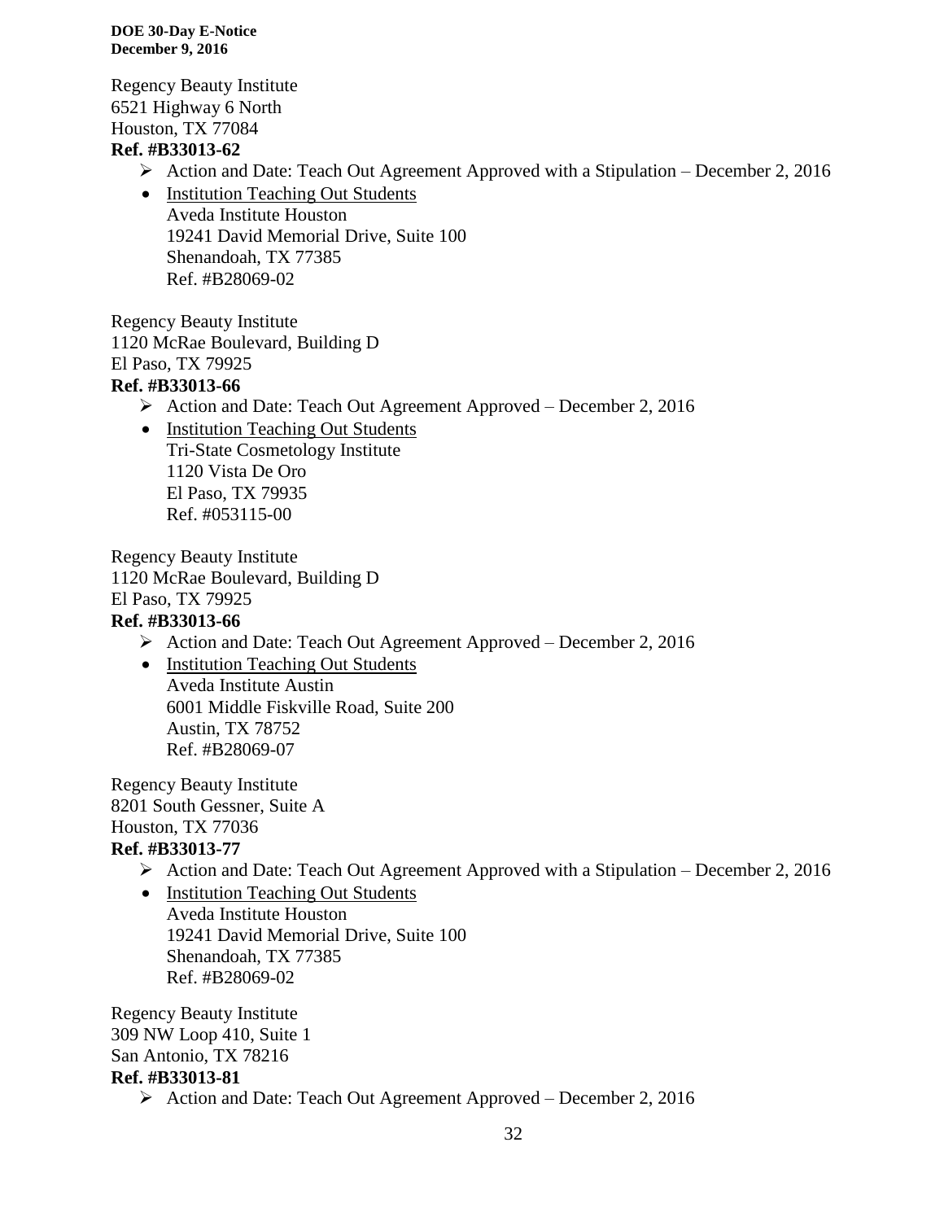Regency Beauty Institute
6521 Highway 6 North
Houston, TX 77084
**Ref. #B33013-62**

- Action and Date: Teach Out Agreement Approved with a Stipulation – December 2, 2016
- Institution Teaching Out Students
  Aveda Institute Houston
  19241 David Memorial Drive, Suite 100
  Shenandoah, TX 77385
  Ref. #B28069-02

Regency Beauty Institute
1120 McRae Boulevard, Building D
El Paso, TX 79925
**Ref. #B33013-66**

- Action and Date: Teach Out Agreement Approved – December 2, 2016
- Institution Teaching Out Students
  Tri-State Cosmetology Institute
  1120 Vista De Oro
  El Paso, TX 79935
  Ref. #053115-00

Regency Beauty Institute
1120 McRae Boulevard, Building D
El Paso, TX 79925
**Ref. #B33013-66**

- Action and Date: Teach Out Agreement Approved – December 2, 2016
- Institution Teaching Out Students
  Aveda Institute Austin
  6001 Middle Fiskville Road, Suite 200
  Austin, TX 78752
  Ref. #B28069-07

Regency Beauty Institute
8201 South Gessner, Suite A
Houston, TX 77036
**Ref. #B33013-77**

- Action and Date: Teach Out Agreement Approved with a Stipulation – December 2, 2016
- Institution Teaching Out Students
  Aveda Institute Houston
  19241 David Memorial Drive, Suite 100
  Shenandoah, TX 77385
  Ref. #B28069-02

Regency Beauty Institute
309 NW Loop 410, Suite 1
San Antonio, TX 78216
**Ref. #B33013-81**

- Action and Date: Teach Out Agreement Approved – December 2, 2016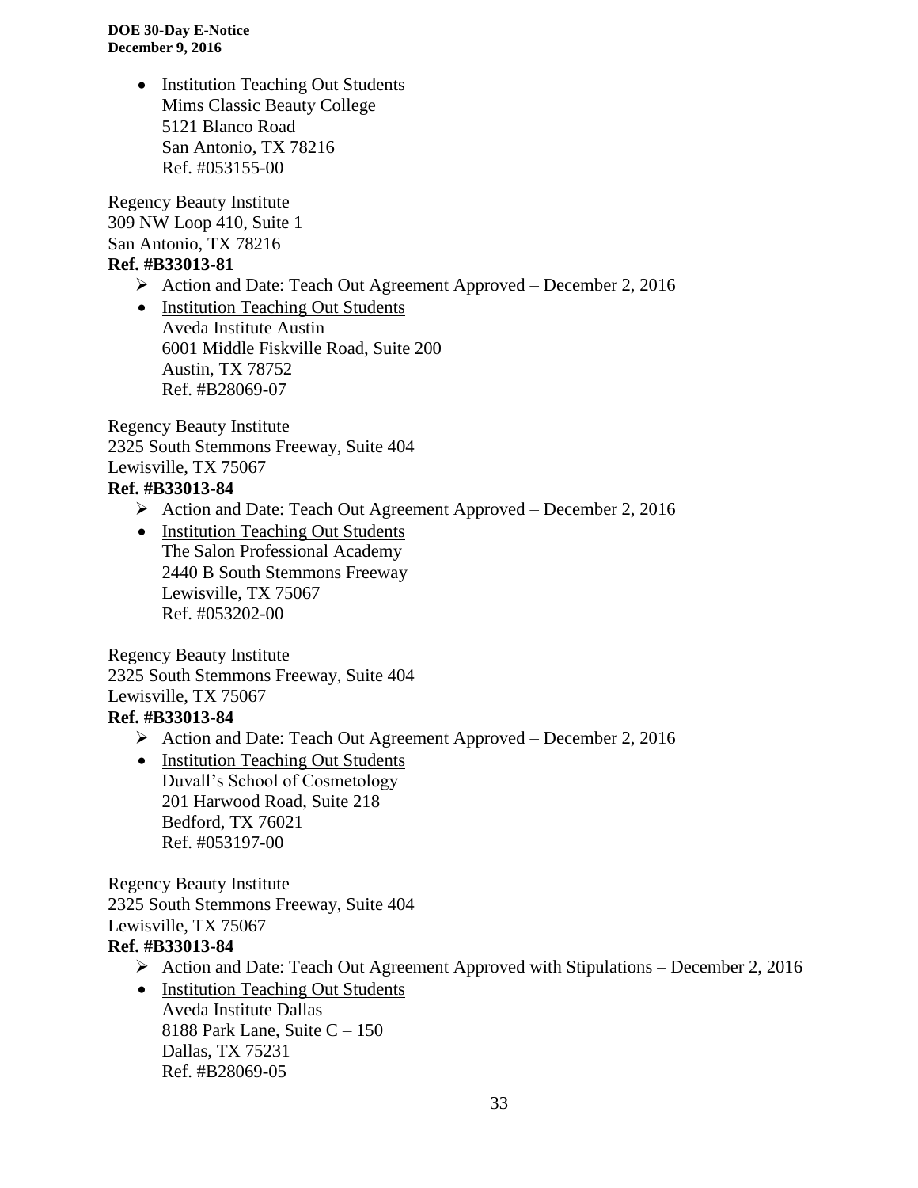- Institution Teaching Out Students
  Mims Classic Beauty College
  5121 Blanco Road
  San Antonio, TX 78216
  Ref. #053155-00

Regency Beauty Institute
309 NW Loop 410, Suite 1
San Antonio, TX 78216
**Ref. #B33013-81**

- ➢ Action and Date: Teach Out Agreement Approved – December 2, 2016
- Institution Teaching Out Students
  Aveda Institute Austin
  6001 Middle Fiskville Road, Suite 200
  Austin, TX 78752
  Ref. #B28069-07

Regency Beauty Institute
2325 South Stemmons Freeway, Suite 404
Lewisville, TX 75067
**Ref. #B33013-84**

- ➢ Action and Date: Teach Out Agreement Approved – December 2, 2016
- Institution Teaching Out Students
  The Salon Professional Academy
  2440 B South Stemmons Freeway
  Lewisville, TX 75067
  Ref. #053202-00

Regency Beauty Institute
2325 South Stemmons Freeway, Suite 404
Lewisville, TX 75067
**Ref. #B33013-84**

- ➢ Action and Date: Teach Out Agreement Approved – December 2, 2016
- Institution Teaching Out Students
  Duvall's School of Cosmetology
  201 Harwood Road, Suite 218
  Bedford, TX 76021
  Ref. #053197-00

Regency Beauty Institute
2325 South Stemmons Freeway, Suite 404
Lewisville, TX 75067
**Ref. #B33013-84**

- ➢ Action and Date: Teach Out Agreement Approved with Stipulations – December 2, 2016
- Institution Teaching Out Students
  Aveda Institute Dallas
  8188 Park Lane, Suite C – 150
  Dallas, TX 75231
  Ref. #B28069-05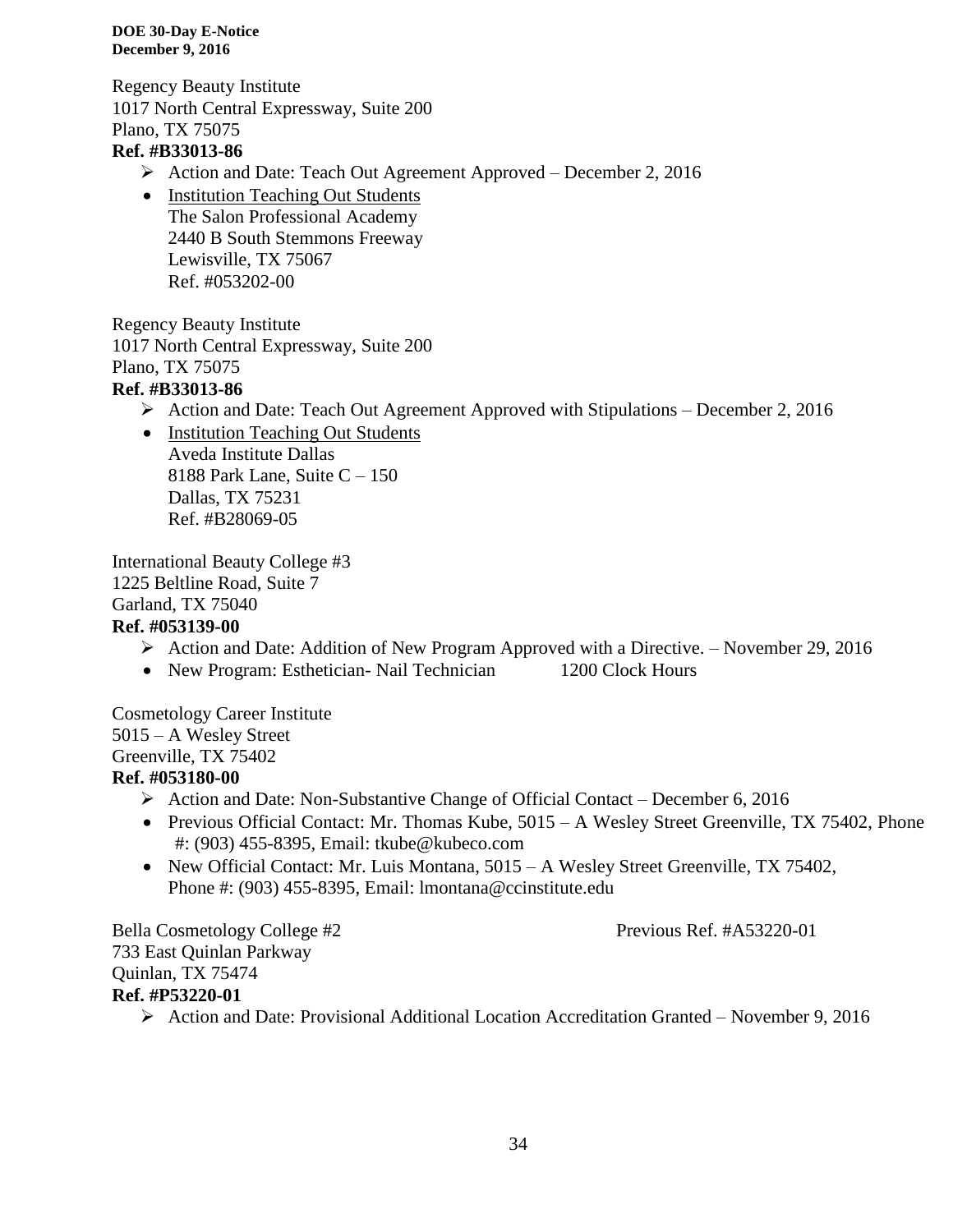Regency Beauty Institute
1017 North Central Expressway, Suite 200
Plano, TX 75075
**Ref. #B33013-86**

- ➢ Action and Date: Teach Out Agreement Approved – December 2, 2016
- Institution Teaching Out Students
  The Salon Professional Academy
  2440 B South Stemmons Freeway
  Lewisville, TX 75067
  Ref. #053202-00

Regency Beauty Institute
1017 North Central Expressway, Suite 200
Plano, TX 75075
**Ref. #B33013-86**

- ➢ Action and Date: Teach Out Agreement Approved with Stipulations – December 2, 2016
- Institution Teaching Out Students
  Aveda Institute Dallas
  8188 Park Lane, Suite C – 150
  Dallas, TX 75231
  Ref. #B28069-05

International Beauty College #3
1225 Beltline Road, Suite 7
Garland, TX 75040
**Ref. #053139-00**

- ➢ Action and Date: Addition of New Program Approved with a Directive. – November 29, 2016
- New Program: Esthetician- Nail Technician 1200 Clock Hours

Cosmetology Career Institute
5015 – A Wesley Street
Greenville, TX 75402
**Ref. #053180-00**

- ➢ Action and Date: Non-Substantive Change of Official Contact – December 6, 2016
- Previous Official Contact: Mr. Thomas Kube, 5015 – A Wesley Street Greenville, TX 75402, Phone #: (903) 455-8395, Email: tkube@kubeco.com
- New Official Contact: Mr. Luis Montana, 5015 – A Wesley Street Greenville, TX 75402, Phone #: (903) 455-8395, Email: lmontana@ccinstitute.edu

Bella Cosmetology College #2 Previous Ref. #A53220-01
733 East Quinlan Parkway
Quinlan, TX 75474
**Ref. #P53220-01**

- ➢ Action and Date: Provisional Additional Location Accreditation Granted – November 9, 2016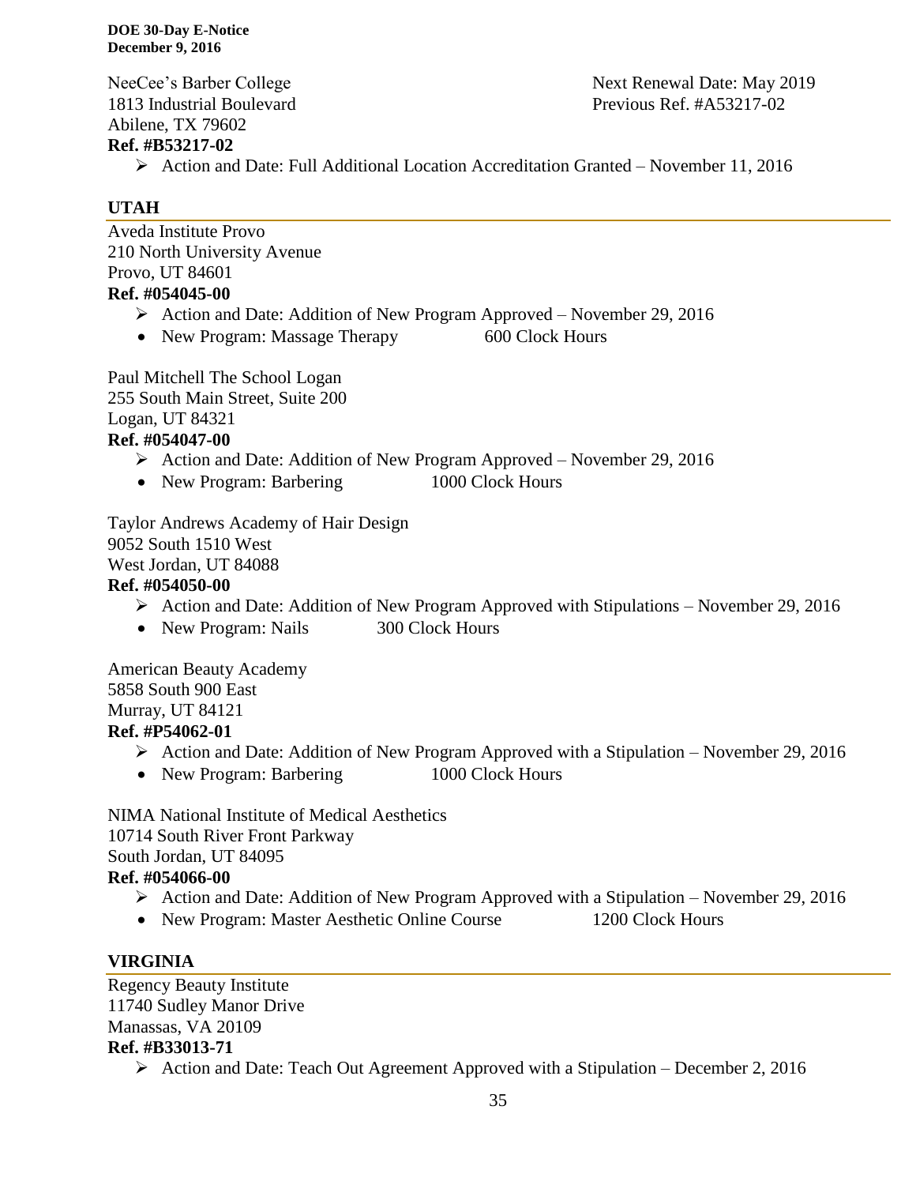NeeCee's Barber College
1813 Industrial Boulevard
Abilene, TX 79602
**Ref. #B53217-02**

Next Renewal Date: May 2019
Previous Ref. #A53217-02

- Action and Date: Full Additional Location Accreditation Granted – November 11, 2016

## UTAH

Aveda Institute Provo
210 North University Avenue
Provo, UT 84601
**Ref. #054045-00**

- Action and Date: Addition of New Program Approved – November 29, 2016
- New Program: Massage Therapy 600 Clock Hours

Paul Mitchell The School Logan
255 South Main Street, Suite 200
Logan, UT 84321
**Ref. #054047-00**

- Action and Date: Addition of New Program Approved – November 29, 2016
- New Program: Barbering 1000 Clock Hours

Taylor Andrews Academy of Hair Design
9052 South 1510 West
West Jordan, UT 84088
**Ref. #054050-00**

- Action and Date: Addition of New Program Approved with Stipulations – November 29, 2016
- New Program: Nails 300 Clock Hours

American Beauty Academy
5858 South 900 East
Murray, UT 84121
**Ref. #P54062-01**

- Action and Date: Addition of New Program Approved with a Stipulation – November 29, 2016
- New Program: Barbering 1000 Clock Hours

NIMA National Institute of Medical Aesthetics
10714 South River Front Parkway
South Jordan, UT 84095
**Ref. #054066-00**

- Action and Date: Addition of New Program Approved with a Stipulation – November 29, 2016
- New Program: Master Aesthetic Online Course 1200 Clock Hours

## VIRGINIA

Regency Beauty Institute
11740 Sudley Manor Drive
Manassas, VA 20109
**Ref. #B33013-71**

- Action and Date: Teach Out Agreement Approved with a Stipulation – December 2, 2016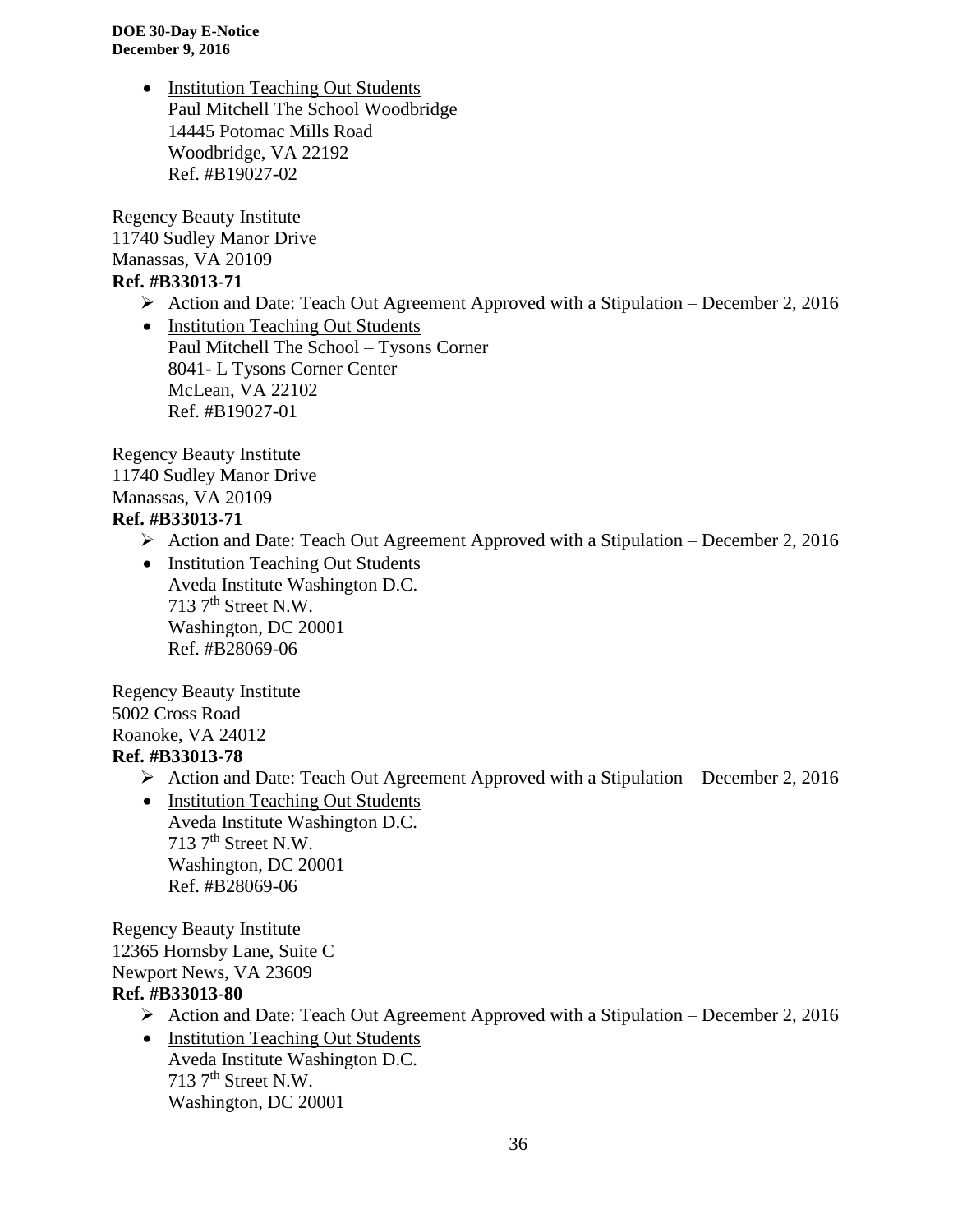- Institution Teaching Out Students
  Paul Mitchell The School Woodbridge
  14445 Potomac Mills Road
  Woodbridge, VA 22192
  Ref. #B19027-02

Regency Beauty Institute
11740 Sudley Manor Drive
Manassas, VA 20109
**Ref. #B33013-71**

- ➢ Action and Date: Teach Out Agreement Approved with a Stipulation – December 2, 2016
- Institution Teaching Out Students
  Paul Mitchell The School – Tysons Corner
  8041- L Tysons Corner Center
  McLean, VA 22102
  Ref. #B19027-01

Regency Beauty Institute
11740 Sudley Manor Drive
Manassas, VA 20109
**Ref. #B33013-71**

- ➢ Action and Date: Teach Out Agreement Approved with a Stipulation – December 2, 2016
- Institution Teaching Out Students
  Aveda Institute Washington D.C.
  713 7th Street N.W.
  Washington, DC 20001
  Ref. #B28069-06

Regency Beauty Institute
5002 Cross Road
Roanoke, VA 24012
**Ref. #B33013-78**

- ➢ Action and Date: Teach Out Agreement Approved with a Stipulation – December 2, 2016
- Institution Teaching Out Students
  Aveda Institute Washington D.C.
  713 7th Street N.W.
  Washington, DC 20001
  Ref. #B28069-06

Regency Beauty Institute
12365 Hornsby Lane, Suite C
Newport News, VA 23609
**Ref. #B33013-80**

- ➢ Action and Date: Teach Out Agreement Approved with a Stipulation – December 2, 2016
- Institution Teaching Out Students
  Aveda Institute Washington D.C.
  713 7th Street N.W.
  Washington, DC 20001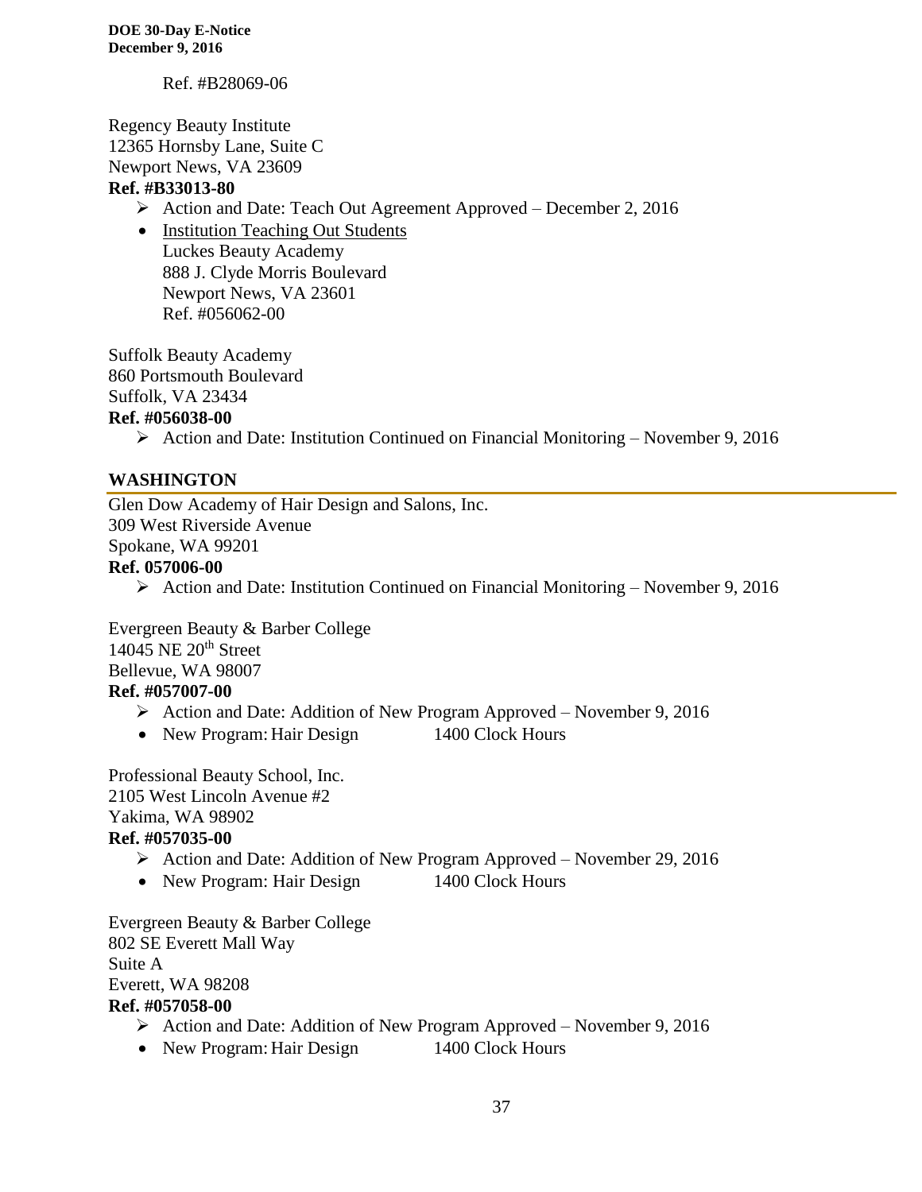Ref. #B28069-06

Regency Beauty Institute
12365 Hornsby Lane, Suite C
Newport News, VA 23609
**Ref. #B33013-80**

- Action and Date: Teach Out Agreement Approved – December 2, 2016
- Institution Teaching Out Students
  Luckes Beauty Academy
  888 J. Clyde Morris Boulevard
  Newport News, VA 23601
  Ref. #056062-00

Suffolk Beauty Academy
860 Portsmouth Boulevard
Suffolk, VA 23434
**Ref. #056038-00**

- Action and Date: Institution Continued on Financial Monitoring – November 9, 2016

## WASHINGTON

Glen Dow Academy of Hair Design and Salons, Inc.
309 West Riverside Avenue
Spokane, WA 99201
**Ref. 057006-00**

- Action and Date: Institution Continued on Financial Monitoring – November 9, 2016

Evergreen Beauty & Barber College
14045 NE 20th Street
Bellevue, WA 98007
**Ref. #057007-00**

- Action and Date: Addition of New Program Approved – November 9, 2016
- New Program: Hair Design 1400 Clock Hours

Professional Beauty School, Inc.
2105 West Lincoln Avenue #2
Yakima, WA 98902
**Ref. #057035-00**

- Action and Date: Addition of New Program Approved – November 29, 2016
- New Program: Hair Design 1400 Clock Hours

Evergreen Beauty & Barber College
802 SE Everett Mall Way
Suite A
Everett, WA 98208
**Ref. #057058-00**

- Action and Date: Addition of New Program Approved – November 9, 2016
- New Program: Hair Design 1400 Clock Hours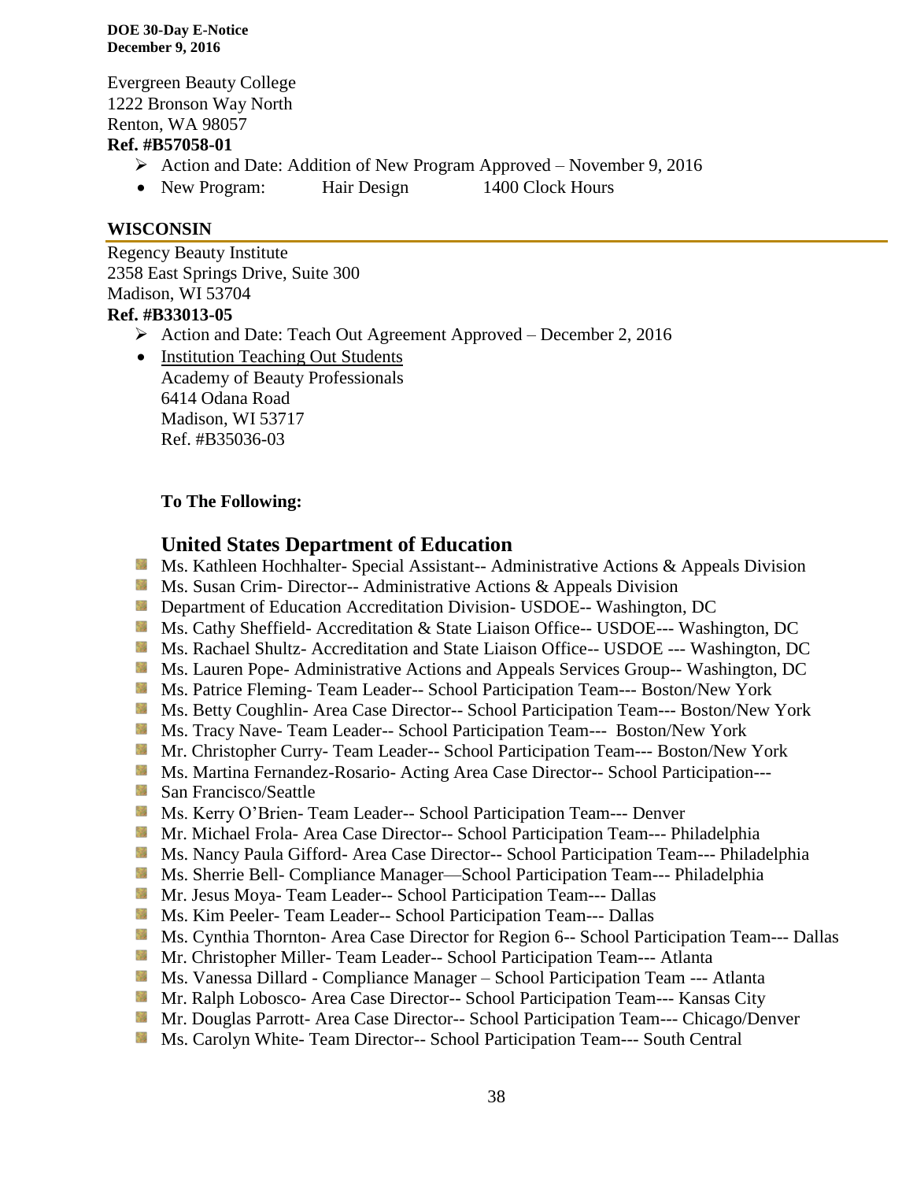Evergreen Beauty College
1222 Bronson Way North
Renton, WA 98057
**Ref. #B57058-01**

- Action and Date: Addition of New Program Approved – November 9, 2016
- New Program: Hair Design 1400 Clock Hours

## WISCONSIN

Regency Beauty Institute
2358 East Springs Drive, Suite 300
Madison, WI 53704
**Ref. #B33013-05**

- Action and Date: Teach Out Agreement Approved – December 2, 2016
- Institution Teaching Out Students
  Academy of Beauty Professionals
  6414 Odana Road
  Madison, WI 53717
  Ref. #B35036-03

**To The Following:**

## United States Department of Education

- Ms. Kathleen Hochhalter- Special Assistant-- Administrative Actions & Appeals Division
- Ms. Susan Crim- Director-- Administrative Actions & Appeals Division
- Department of Education Accreditation Division- USDOE-- Washington, DC
- Ms. Cathy Sheffield- Accreditation & State Liaison Office-- USDOE--- Washington, DC
- Ms. Rachael Shultz- Accreditation and State Liaison Office-- USDOE --- Washington, DC
- Ms. Lauren Pope- Administrative Actions and Appeals Services Group-- Washington, DC
- Ms. Patrice Fleming- Team Leader-- School Participation Team--- Boston/New York
- Ms. Betty Coughlin- Area Case Director-- School Participation Team--- Boston/New York
- Ms. Tracy Nave- Team Leader-- School Participation Team--- Boston/New York
- Mr. Christopher Curry- Team Leader-- School Participation Team--- Boston/New York
- Ms. Martina Fernandez-Rosario- Acting Area Case Director-- School Participation---
- San Francisco/Seattle
- Ms. Kerry O'Brien- Team Leader-- School Participation Team--- Denver
- Mr. Michael Frola- Area Case Director-- School Participation Team--- Philadelphia
- Ms. Nancy Paula Gifford- Area Case Director-- School Participation Team--- Philadelphia
- Ms. Sherrie Bell- Compliance Manager—School Participation Team--- Philadelphia
- Mr. Jesus Moya- Team Leader-- School Participation Team--- Dallas
- Ms. Kim Peeler- Team Leader-- School Participation Team--- Dallas
- Ms. Cynthia Thornton- Area Case Director for Region 6-- School Participation Team--- Dallas
- Mr. Christopher Miller- Team Leader-- School Participation Team--- Atlanta
- Ms. Vanessa Dillard - Compliance Manager – School Participation Team --- Atlanta
- Mr. Ralph Lobosco- Area Case Director-- School Participation Team--- Kansas City
- Mr. Douglas Parrott- Area Case Director-- School Participation Team--- Chicago/Denver
- Ms. Carolyn White- Team Director-- School Participation Team--- South Central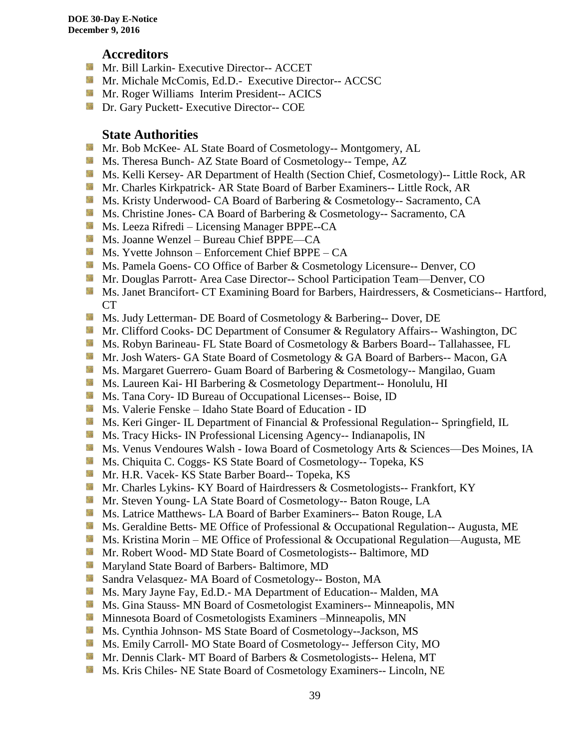### Accreditors

- Mr. Bill Larkin- Executive Director-- ACCET
- Mr. Michale McComis, Ed.D.- Executive Director-- ACCSC
- Mr. Roger Williams Interim President-- ACICS
- Dr. Gary Puckett- Executive Director-- COE

### State Authorities

- Mr. Bob McKee- AL State Board of Cosmetology-- Montgomery, AL
- Ms. Theresa Bunch- AZ State Board of Cosmetology-- Tempe, AZ
- Ms. Kelli Kersey- AR Department of Health (Section Chief, Cosmetology)-- Little Rock, AR
- Mr. Charles Kirkpatrick- AR State Board of Barber Examiners-- Little Rock, AR
- Ms. Kristy Underwood- CA Board of Barbering & Cosmetology-- Sacramento, CA
- Ms. Christine Jones- CA Board of Barbering & Cosmetology-- Sacramento, CA
- Ms. Leeza Rifredi – Licensing Manager BPPE--CA
- Ms. Joanne Wenzel – Bureau Chief BPPE—CA
- Ms. Yvette Johnson – Enforcement Chief BPPE – CA
- Ms. Pamela Goens- CO Office of Barber & Cosmetology Licensure-- Denver, CO
- Mr. Douglas Parrott- Area Case Director-- School Participation Team—Denver, CO
- Ms. Janet Brancifort- CT Examining Board for Barbers, Hairdressers, & Cosmeticians-- Hartford, CT
- Ms. Judy Letterman- DE Board of Cosmetology & Barbering-- Dover, DE
- Mr. Clifford Cooks- DC Department of Consumer & Regulatory Affairs-- Washington, DC
- Ms. Robyn Barineau- FL State Board of Cosmetology & Barbers Board-- Tallahassee, FL
- Mr. Josh Waters- GA State Board of Cosmetology & GA Board of Barbers-- Macon, GA
- Ms. Margaret Guerrero- Guam Board of Barbering & Cosmetology-- Mangilao, Guam
- Ms. Laureen Kai- HI Barbering & Cosmetology Department-- Honolulu, HI
- Ms. Tana Cory- ID Bureau of Occupational Licenses-- Boise, ID
- Ms. Valerie Fenske – Idaho State Board of Education - ID
- Ms. Keri Ginger- IL Department of Financial & Professional Regulation-- Springfield, IL
- Ms. Tracy Hicks- IN Professional Licensing Agency-- Indianapolis, IN
- Ms. Venus Vendoures Walsh - Iowa Board of Cosmetology Arts & Sciences—Des Moines, IA
- Ms. Chiquita C. Coggs- KS State Board of Cosmetology-- Topeka, KS
- Mr. H.R. Vacek- KS State Barber Board-- Topeka, KS
- Mr. Charles Lykins- KY Board of Hairdressers & Cosmetologists-- Frankfort, KY
- Mr. Steven Young- LA State Board of Cosmetology-- Baton Rouge, LA
- Ms. Latrice Matthews- LA Board of Barber Examiners-- Baton Rouge, LA
- Ms. Geraldine Betts- ME Office of Professional & Occupational Regulation-- Augusta, ME
- Ms. Kristina Morin – ME Office of Professional & Occupational Regulation—Augusta, ME
- Mr. Robert Wood- MD State Board of Cosmetologists-- Baltimore, MD
- Maryland State Board of Barbers- Baltimore, MD
- Sandra Velasquez- MA Board of Cosmetology-- Boston, MA
- Ms. Mary Jayne Fay, Ed.D.- MA Department of Education-- Malden, MA
- Ms. Gina Stauss- MN Board of Cosmetologist Examiners-- Minneapolis, MN
- Minnesota Board of Cosmetologists Examiners –Minneapolis, MN
- Ms. Cynthia Johnson- MS State Board of Cosmetology--Jackson, MS
- Ms. Emily Carroll- MO State Board of Cosmetology-- Jefferson City, MO
- Mr. Dennis Clark- MT Board of Barbers & Cosmetologists-- Helena, MT
- Ms. Kris Chiles- NE State Board of Cosmetology Examiners-- Lincoln, NE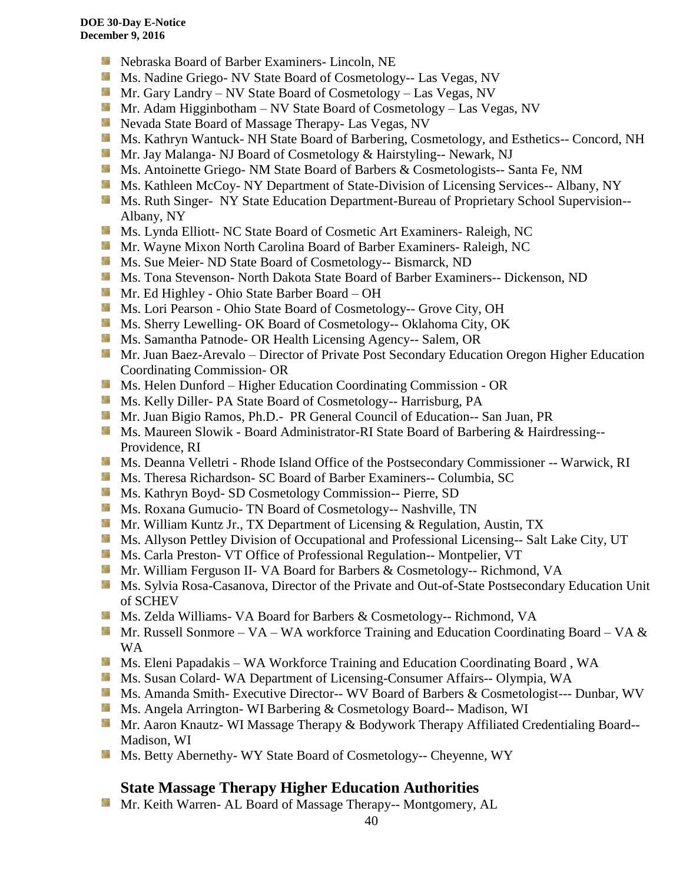- Nebraska Board of Barber Examiners- Lincoln, NE
- Ms. Nadine Griego- NV State Board of Cosmetology-- Las Vegas, NV
- Mr. Gary Landry – NV State Board of Cosmetology – Las Vegas, NV
- Mr. Adam Higginbotham – NV State Board of Cosmetology – Las Vegas, NV
- Nevada State Board of Massage Therapy- Las Vegas, NV
- Ms. Kathryn Wantuck- NH State Board of Barbering, Cosmetology, and Esthetics-- Concord, NH
- Mr. Jay Malanga- NJ Board of Cosmetology & Hairstyling-- Newark, NJ
- Ms. Antoinette Griego- NM State Board of Barbers & Cosmetologists-- Santa Fe, NM
- Ms. Kathleen McCoy- NY Department of State-Division of Licensing Services-- Albany, NY
- Ms. Ruth Singer- NY State Education Department-Bureau of Proprietary School Supervision-- Albany, NY
- Ms. Lynda Elliott- NC State Board of Cosmetic Art Examiners- Raleigh, NC
- Mr. Wayne Mixon North Carolina Board of Barber Examiners- Raleigh, NC
- Ms. Sue Meier- ND State Board of Cosmetology-- Bismarck, ND
- Ms. Tona Stevenson- North Dakota State Board of Barber Examiners-- Dickenson, ND
- Mr. Ed Highley - Ohio State Barber Board – OH
- Ms. Lori Pearson - Ohio State Board of Cosmetology-- Grove City, OH
- Ms. Sherry Lewelling- OK Board of Cosmetology-- Oklahoma City, OK
- Ms. Samantha Patnode- OR Health Licensing Agency-- Salem, OR
- Mr. Juan Baez-Arevalo – Director of Private Post Secondary Education Oregon Higher Education Coordinating Commission- OR
- Ms. Helen Dunford – Higher Education Coordinating Commission - OR
- Ms. Kelly Diller- PA State Board of Cosmetology-- Harrisburg, PA
- Mr. Juan Bigio Ramos, Ph.D.- PR General Council of Education-- San Juan, PR
- Ms. Maureen Slowik - Board Administrator-RI State Board of Barbering & Hairdressing-- Providence, RI
- Ms. Deanna Velletri - Rhode Island Office of the Postsecondary Commissioner -- Warwick, RI
- Ms. Theresa Richardson- SC Board of Barber Examiners-- Columbia, SC
- Ms. Kathryn Boyd- SD Cosmetology Commission-- Pierre, SD
- Ms. Roxana Gumucio- TN Board of Cosmetology-- Nashville, TN
- Mr. William Kuntz Jr., TX Department of Licensing & Regulation, Austin, TX
- Ms. Allyson Pettley Division of Occupational and Professional Licensing-- Salt Lake City, UT
- Ms. Carla Preston- VT Office of Professional Regulation-- Montpelier, VT
- Mr. William Ferguson II- VA Board for Barbers & Cosmetology-- Richmond, VA
- Ms. Sylvia Rosa-Casanova, Director of the Private and Out-of-State Postsecondary Education Unit of SCHEV
- Ms. Zelda Williams- VA Board for Barbers & Cosmetology-- Richmond, VA
- Mr. Russell Sonmore – VA – WA workforce Training and Education Coordinating Board – VA & WA
- Ms. Eleni Papadakis – WA Workforce Training and Education Coordinating Board , WA
- Ms. Susan Colard- WA Department of Licensing-Consumer Affairs-- Olympia, WA
- Ms. Amanda Smith- Executive Director-- WV Board of Barbers & Cosmetologist--- Dunbar, WV
- Ms. Angela Arrington- WI Barbering & Cosmetology Board-- Madison, WI
- Mr. Aaron Knautz- WI Massage Therapy & Bodywork Therapy Affiliated Credentialing Board-- Madison, WI
- Ms. Betty Abernethy- WY State Board of Cosmetology-- Cheyenne, WY

## State Massage Therapy Higher Education Authorities

- Mr. Keith Warren- AL Board of Massage Therapy-- Montgomery, AL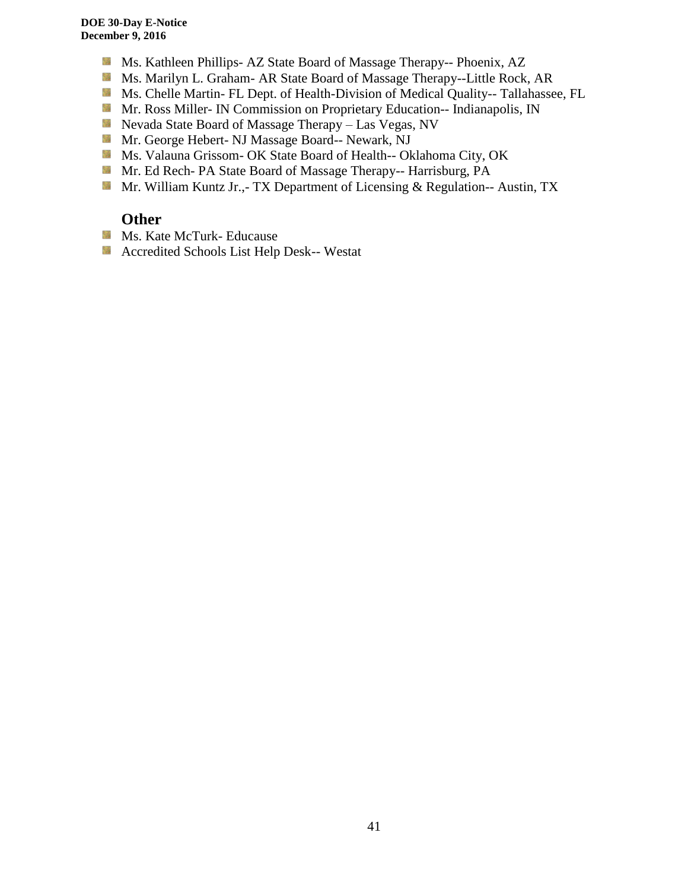- Ms. Kathleen Phillips- AZ State Board of Massage Therapy-- Phoenix, AZ
- Ms. Marilyn L. Graham- AR State Board of Massage Therapy--Little Rock, AR
- Ms. Chelle Martin- FL Dept. of Health-Division of Medical Quality-- Tallahassee, FL
- Mr. Ross Miller- IN Commission on Proprietary Education-- Indianapolis, IN
- Nevada State Board of Massage Therapy – Las Vegas, NV
- Mr. George Hebert- NJ Massage Board-- Newark, NJ
- Ms. Valauna Grissom- OK State Board of Health-- Oklahoma City, OK
- Mr. Ed Rech- PA State Board of Massage Therapy-- Harrisburg, PA
- Mr. William Kuntz Jr.,- TX Department of Licensing & Regulation-- Austin, TX

## Other

- Ms. Kate McTurk- Educause
- Accredited Schools List Help Desk-- Westat